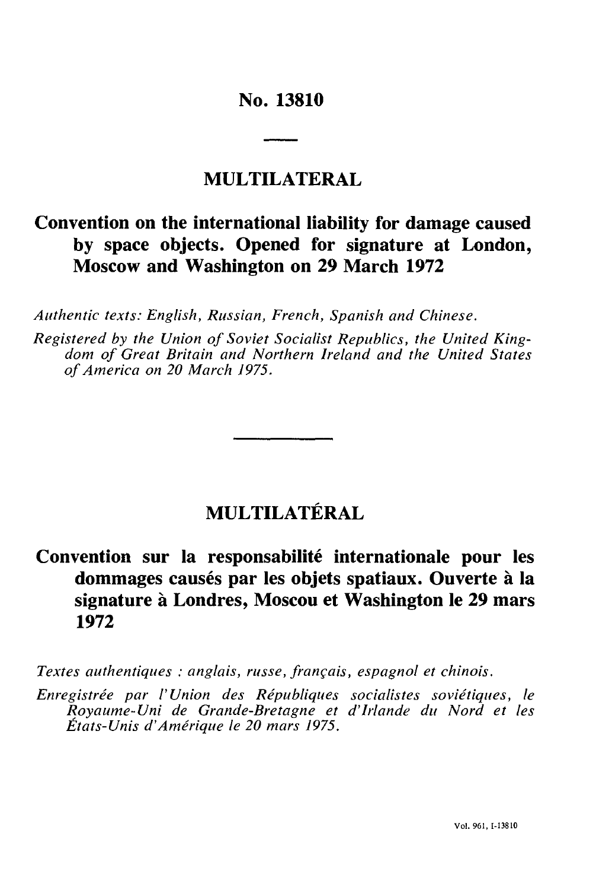# No. 13810

## MULTILATERAL

## Convention on the international liability for damage caused by space objects. Opened for signature at London, Moscow and Washington on 29 March 1972

*Authentic texts: English, Russian, French, Spanish and Chinese.*

*Registered by the Union of Soviet Socialist Republics, the United Kingdom of Great Britain and Northern Ireland and the United States of America on 20 March 1975.*

## MULTILATÉRAL

## Convention sur la responsabilité internationale pour les dommages causés par les objets spatiaux. Ouverte à la signature à Londres, Moscou et Washington le 29 mars 1972

*Textes authentiques : anglais, russe, français, espagnol et chinois.*

*Enregistrée par l'Union des Républiques socialistes soviétiques, le Royaume-Uni de Grande-Bretagne et d'Irlande du Nord et les États-Unis d'Amérique le 20 mars 1975.*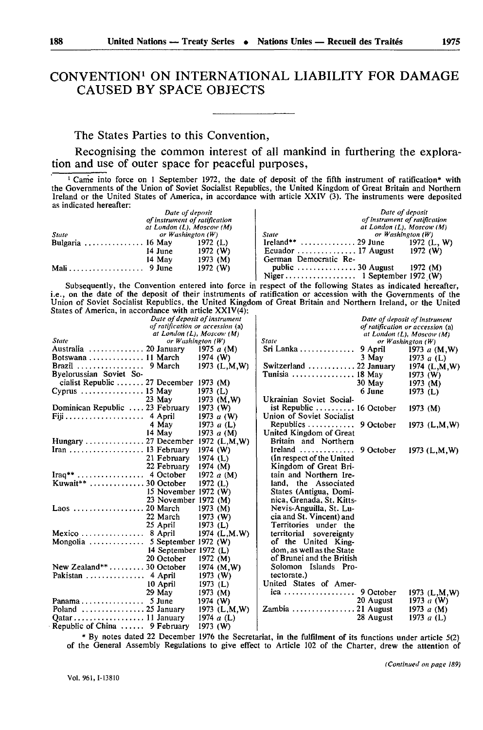# CONVENTION[1] ON INTERNATIONAL LIABILITY FOR DAMAGE CAUSED BY SPACE OBJECTS

The States Parties to this Convention,

Recognising the common interest of all mankind in furthering the exploration and use of outer space for peaceful purposes,

---

[1] Came into force on 1 September 1972, the date of deposit of the fifth instrument of ratification* with the Governments of the Union of Soviet Socialist Republics, the United Kingdom of Great Britain and Northern Ireland or the United States of America, in accordance with article XXIV (3). The instruments were deposited as indicated hereafter:

| *State* | *Date of deposit of instrument of ratification at London (L), Moscow (M) or Washington (W)* | |
|---|---|---|
| Bulgaria | 16 May | 1972 (L) |
| | 14 June | 1972 (W) |
| | 14 May | 1973 (M) |
| Mali | 9 June | 1972 (W) |
| Ireland** | 29 June | 1972 (L, W) |
| Ecuador | 17 August | 1972 (W) |
| German Democratic Republic | 30 August | 1972 (M) |
| Niger | 1 September | 1972 (W) |

Subsequently, the Convention entered into force in respect of the following States as indicated hereafter, i.e., on the date of the deposit of their instruments of ratification or accession with the Governments of the Union of Soviet Socialist Republics, the United Kingdom of Great Britain and Northern Ireland, or the United States of America, in accordance with article XXIV(4):

| *State* | *Date of deposit of instrument of ratification or accession (a) at London (L), Moscow (M) or Washington (W)* | |
|---|---|---|
| Australia | 20 January | 1975 *a* (M) |
| Botswana | 11 March | 1974 (W) |
| Brazil | 9 March | 1973 (L,M,W) |
| Byelorussian Soviet Socialist Republic | 27 December | 1973 (M) |
| Cyprus | 15 May | 1973 (L) |
| | 23 May | 1973 (M,W) |
| Dominican Republic | 23 February | 1973 (W) |
| Fiji | 4 April | 1973 *a* (W) |
| | 4 May | 1973 *a* (L) |
| | 14 May | 1973 *a* (M) |
| Hungary | 27 December | 1972 (L,M,W) |
| Iran | 13 February | 1974 (W) |
| | 21 February | 1974 (L) |
| | 22 February | 1974 (M) |
| Iraq** | 4 October | 1972 *a* (M) |
| Kuwait** | 30 October | 1972 (L) |
| | 15 November | 1972 (W) |
| | 23 November | 1972 (M) |
| Laos | 20 March | 1973 (M) |
| | 22 March | 1973 (W) |
| | 25 April | 1973 (L) |
| Mexico | 8 April | 1974 (L,M,W) |
| Mongolia | 5 September | 1972 (W) |
| | 14 September | 1972 (L) |
| | 20 October | 1972 (M) |
| New Zealand** | 30 October | 1974 (M,W) |
| Pakistan | 4 April | 1973 (W) |
| | 10 April | 1973 (L) |
| | 29 May | 1973 (M) |
| Panama | 5 June | 1974 (W) |
| Poland | 25 January | 1973 (L,M,W) |
| Qatar | 11 January | 1974 *a* (L) |
| Republic of China | 9 February | 1973 (W) |
| Sri Lanka | 9 April | 1973 *a* (M,W) |
| | 3 May | 1973 *a* (L) |
| Switzerland | 22 January | 1974 (L,M,W) |
| Tunisia | 18 May | 1973 (W) |
| | 30 May | 1973 (M) |
| | 6 June | 1973 (L) |
| Ukrainian Soviet Socialist Republic | 16 October | 1973 (M) |
| Union of Soviet Socialist Republics | 9 October | 1973 (L,M,W) |
| United Kingdom of Great Britain and Northern Ireland (In respect of the United Kingdom of Great Britain and Northern Ireland, the Associated States (Antigua, Dominica, Grenada, St. Kitts-Nevis-Anguilla, St. Lucia and St. Vincent) and Territories under the territorial sovereignty of the United Kingdom, as well as the State of Brunei and the British Solomon Islands Protectorate.) | 9 October | 1973 (L,M,W) |
| United States of America | 9 October | 1973 (L,M,W) |
| | 20 August | 1973 *a* (W) |
| Zambia | 21 August | 1973 *a* (M) |
| | 28 August | 1973 *a* (L) |

\* By notes dated 22 December 1976 the Secretariat, in the fulfilment of its functions under article 5(2) of the General Assembly Regulations to give effect to Article 102 of the Charter, drew the attention of

*(Continued on page 189)*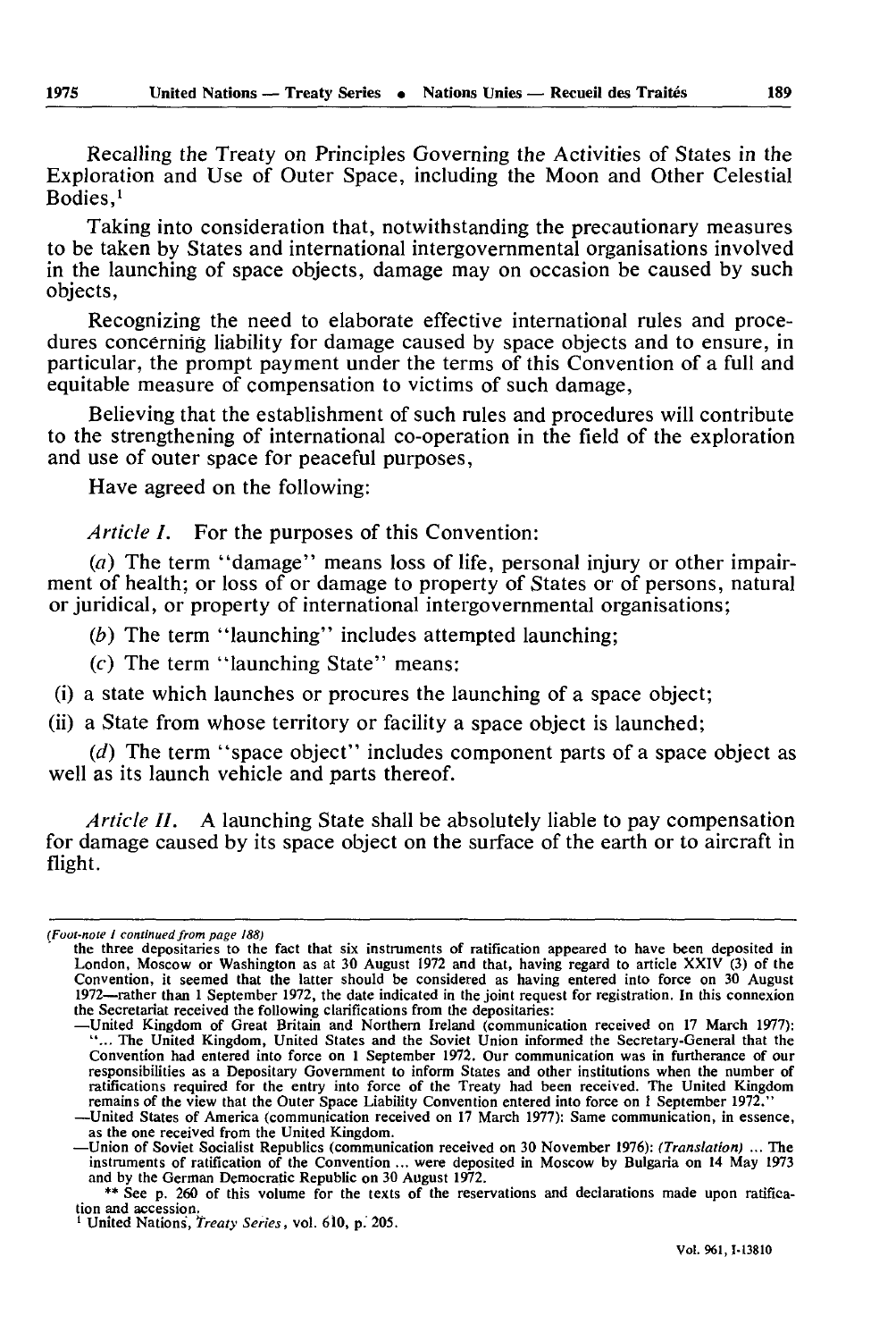Recalling the Treaty on Principles Governing the Activities of States in the Exploration and Use of Outer Space, including the Moon and Other Celestial Bodies,[1]

Taking into consideration that, notwithstanding the precautionary measures to be taken by States and international intergovernmental organisations involved in the launching of space objects, damage may on occasion be caused by such objects,

Recognizing the need to elaborate effective international rules and procedures concerning liability for damage caused by space objects and to ensure, in particular, the prompt payment under the terms of this Convention of a full and equitable measure of compensation to victims of such damage,

Believing that the establishment of such rules and procedures will contribute to the strengthening of international co-operation in the field of the exploration and use of outer space for peaceful purposes,

Have agreed on the following:

*Article I.* For the purposes of this Convention:

(*a*) The term "damage" means loss of life, personal injury or other impairment of health; or loss of or damage to property of States or of persons, natural or juridical, or property of international intergovernmental organisations;

(*b*) The term "launching" includes attempted launching;

(*c*) The term "launching State" means:

(i) a state which launches or procures the launching of a space object;

(ii) a State from whose territory or facility a space object is launched;

(*d*) The term "space object" includes component parts of a space object as well as its launch vehicle and parts thereof.

*Article II.* A launching State shall be absolutely liable to pay compensation for damage caused by its space object on the surface of the earth or to aircraft in flight.

---

*(Foot-note 1 continued from page 188)*

the three depositaries to the fact that six instruments of ratification appeared to have been deposited in London, Moscow or Washington as at 30 August 1972 and that, having regard to article XXIV (3) of the Convention, it seemed that the latter should be considered as having entered into force on 30 August 1972—rather than 1 September 1972, the date indicated in the joint request for registration. In this connexion the Secretariat received the following clarifications from the depositaries:

—United Kingdom of Great Britain and Northern Ireland (communication received on 17 March 1977): "... The United Kingdom, United States and the Soviet Union informed the Secretary-General that the Convention had entered into force on 1 September 1972. Our communication was in furtherance of our responsibilities as a Depositary Government to inform States and other institutions when the number of ratifications required for the entry into force of the Treaty had been received. The United Kingdom remains of the view that the Outer Space Liability Convention entered into force on 1 September 1972."

—United States of America (communication received on 17 March 1977): Same communication, in essence, as the one received from the United Kingdom.

—Union of Soviet Socialist Republics (communication received on 30 November 1976): *(Translation)* ... The instruments of ratification of the Convention ... were deposited in Moscow by Bulgaria on 14 May 1973 and by the German Democratic Republic on 30 August 1972.

** See p. 260 of this volume for the texts of the reservations and declarations made upon ratification and accession.

[1] United Nations, *Treaty Series*, vol. 610, p. 205.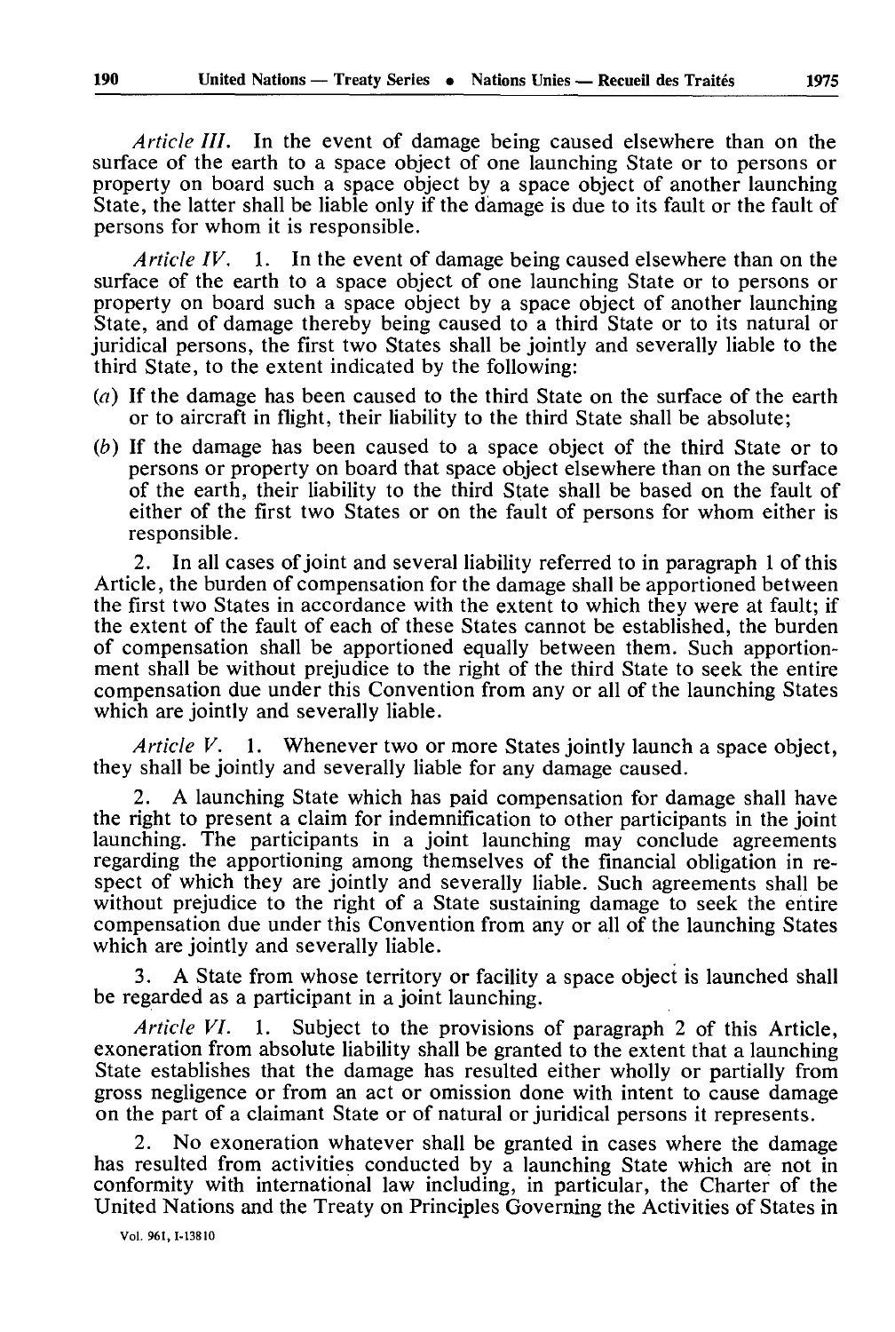*Article III.* In the event of damage being caused elsewhere than on the surface of the earth to a space object of one launching State or to persons or property on board such a space object by a space object of another launching State, the latter shall be liable only if the damage is due to its fault or the fault of persons for whom it is responsible.

*Article IV.* 1. In the event of damage being caused elsewhere than on the surface of the earth to a space object of one launching State or to persons or property on board such a space object by a space object of another launching State, and of damage thereby being caused to a third State or to its natural or juridical persons, the first two States shall be jointly and severally liable to the third State, to the extent indicated by the following:

(*a*) If the damage has been caused to the third State on the surface of the earth or to aircraft in flight, their liability to the third State shall be absolute;

(*b*) If the damage has been caused to a space object of the third State or to persons or property on board that space object elsewhere than on the surface of the earth, their liability to the third State shall be based on the fault of either of the first two States or on the fault of persons for whom either is responsible.

2. In all cases of joint and several liability referred to in paragraph 1 of this Article, the burden of compensation for the damage shall be apportioned between the first two States in accordance with the extent to which they were at fault; if the extent of the fault of each of these States cannot be established, the burden of compensation shall be apportioned equally between them. Such apportionment shall be without prejudice to the right of the third State to seek the entire compensation due under this Convention from any or all of the launching States which are jointly and severally liable.

*Article V.* 1. Whenever two or more States jointly launch a space object, they shall be jointly and severally liable for any damage caused.

2. A launching State which has paid compensation for damage shall have the right to present a claim for indemnification to other participants in the joint launching. The participants in a joint launching may conclude agreements regarding the apportioning among themselves of the financial obligation in respect of which they are jointly and severally liable. Such agreements shall be without prejudice to the right of a State sustaining damage to seek the entire compensation due under this Convention from any or all of the launching States which are jointly and severally liable.

3. A State from whose territory or facility a space object is launched shall be regarded as a participant in a joint launching.

*Article VI.* 1. Subject to the provisions of paragraph 2 of this Article, exoneration from absolute liability shall be granted to the extent that a launching State establishes that the damage has resulted either wholly or partially from gross negligence or from an act or omission done with intent to cause damage on the part of a claimant State or of natural or juridical persons it represents.

2. No exoneration whatever shall be granted in cases where the damage has resulted from activities conducted by a launching State which are not in conformity with international law including, in particular, the Charter of the United Nations and the Treaty on Principles Governing the Activities of States in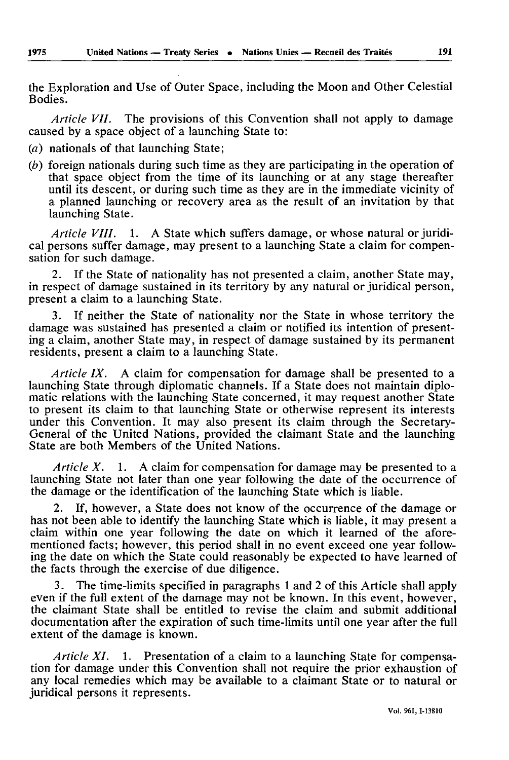the Exploration and Use of Outer Space, including the Moon and Other Celestial Bodies.

*Article VII.* The provisions of this Convention shall not apply to damage caused by a space object of a launching State to:

(*a*) nationals of that launching State;

(*b*) foreign nationals during such time as they are participating in the operation of that space object from the time of its launching or at any stage thereafter until its descent, or during such time as they are in the immediate vicinity of a planned launching or recovery area as the result of an invitation by that launching State.

*Article VIII.* 1. A State which suffers damage, or whose natural or juridical persons suffer damage, may present to a launching State a claim for compensation for such damage.

2. If the State of nationality has not presented a claim, another State may, in respect of damage sustained in its territory by any natural or juridical person, present a claim to a launching State.

3. If neither the State of nationality nor the State in whose territory the damage was sustained has presented a claim or notified its intention of presenting a claim, another State may, in respect of damage sustained by its permanent residents, present a claim to a launching State.

*Article IX.* A claim for compensation for damage shall be presented to a launching State through diplomatic channels. If a State does not maintain diplomatic relations with the launching State concerned, it may request another State to present its claim to that launching State or otherwise represent its interests under this Convention. It may also present its claim through the Secretary-General of the United Nations, provided the claimant State and the launching State are both Members of the United Nations.

*Article X.* 1. A claim for compensation for damage may be presented to a launching State not later than one year following the date of the occurrence of the damage or the identification of the launching State which is liable.

2. If, however, a State does not know of the occurrence of the damage or has not been able to identify the launching State which is liable, it may present a claim within one year following the date on which it learned of the aforementioned facts; however, this period shall in no event exceed one year following the date on which the State could reasonably be expected to have learned of the facts through the exercise of due diligence.

3. The time-limits specified in paragraphs 1 and 2 of this Article shall apply even if the full extent of the damage may not be known. In this event, however, the claimant State shall be entitled to revise the claim and submit additional documentation after the expiration of such time-limits until one year after the full extent of the damage is known.

*Article XI.* 1. Presentation of a claim to a launching State for compensation for damage under this Convention shall not require the prior exhaustion of any local remedies which may be available to a claimant State or to natural or juridical persons it represents.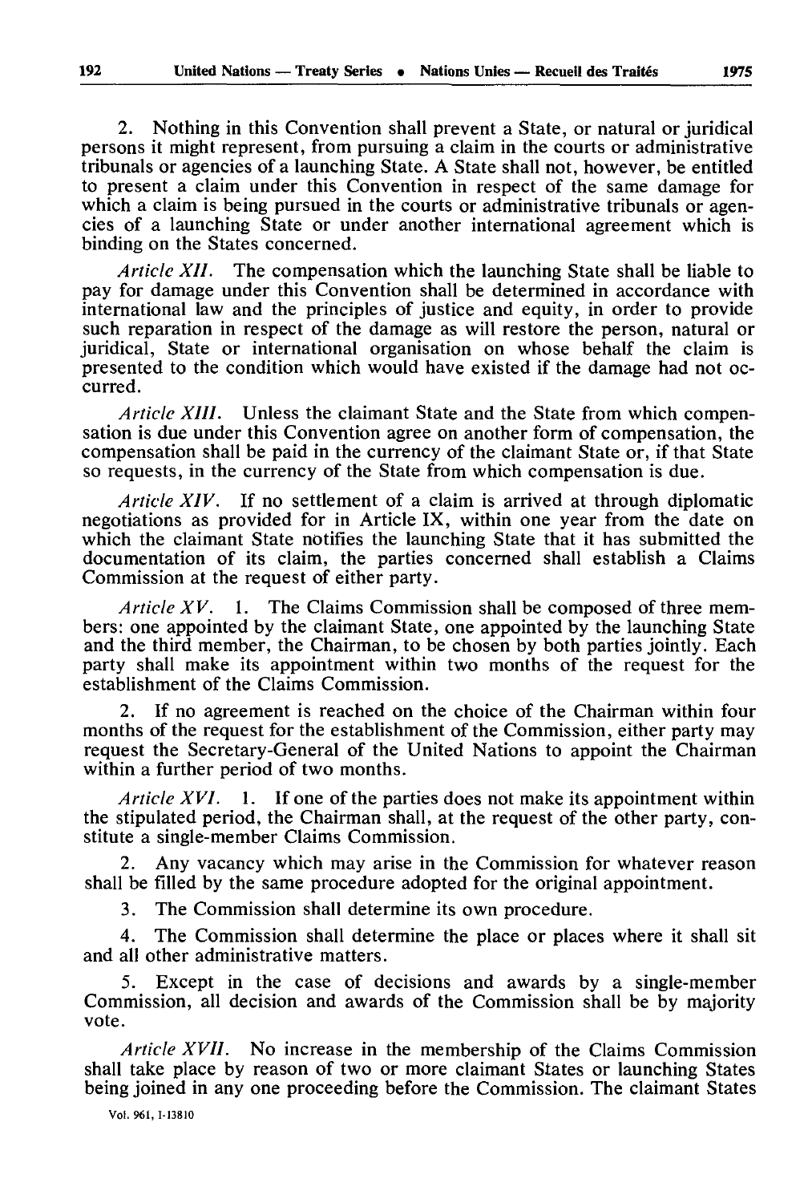2. Nothing in this Convention shall prevent a State, or natural or juridical persons it might represent, from pursuing a claim in the courts or administrative tribunals or agencies of a launching State. A State shall not, however, be entitled to present a claim under this Convention in respect of the same damage for which a claim is being pursued in the courts or administrative tribunals or agencies of a launching State or under another international agreement which is binding on the States concerned.

*Article XII.* The compensation which the launching State shall be liable to pay for damage under this Convention shall be determined in accordance with international law and the principles of justice and equity, in order to provide such reparation in respect of the damage as will restore the person, natural or juridical, State or international organisation on whose behalf the claim is presented to the condition which would have existed if the damage had not occurred.

*Article XIII.* Unless the claimant State and the State from which compensation is due under this Convention agree on another form of compensation, the compensation shall be paid in the currency of the claimant State or, if that State so requests, in the currency of the State from which compensation is due.

*Article XIV.* If no settlement of a claim is arrived at through diplomatic negotiations as provided for in Article IX, within one year from the date on which the claimant State notifies the launching State that it has submitted the documentation of its claim, the parties concerned shall establish a Claims Commission at the request of either party.

*Article XV.* 1. The Claims Commission shall be composed of three members: one appointed by the claimant State, one appointed by the launching State and the third member, the Chairman, to be chosen by both parties jointly. Each party shall make its appointment within two months of the request for the establishment of the Claims Commission.

2. If no agreement is reached on the choice of the Chairman within four months of the request for the establishment of the Commission, either party may request the Secretary-General of the United Nations to appoint the Chairman within a further period of two months.

*Article XVI.* 1. If one of the parties does not make its appointment within the stipulated period, the Chairman shall, at the request of the other party, constitute a single-member Claims Commission.

2. Any vacancy which may arise in the Commission for whatever reason shall be filled by the same procedure adopted for the original appointment.

3. The Commission shall determine its own procedure.

4. The Commission shall determine the place or places where it shall sit and all other administrative matters.

5. Except in the case of decisions and awards by a single-member Commission, all decision and awards of the Commission shall be by majority vote.

*Article XVII.* No increase in the membership of the Claims Commission shall take place by reason of two or more claimant States or launching States being joined in any one proceeding before the Commission. The claimant States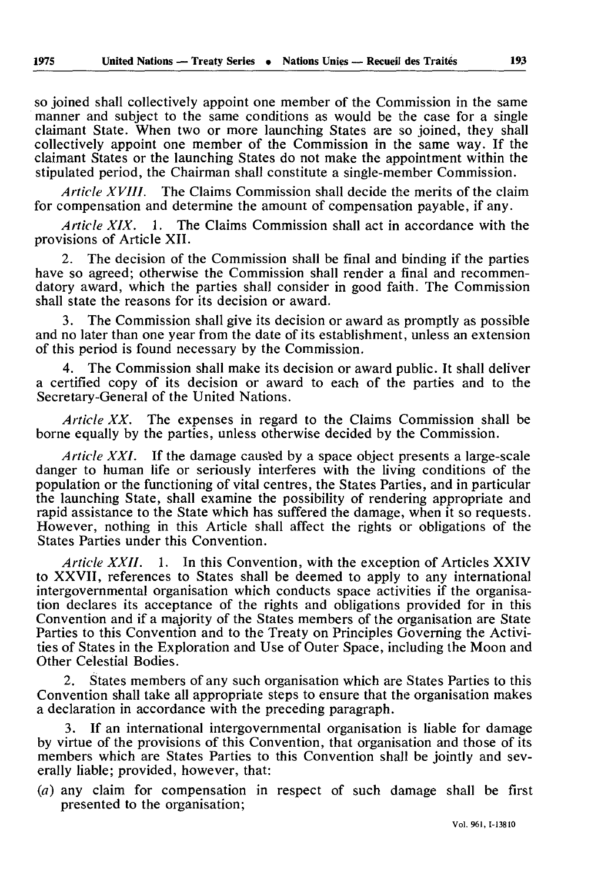so joined shall collectively appoint one member of the Commission in the same manner and subject to the same conditions as would be the case for a single claimant State. When two or more launching States are so joined, they shall collectively appoint one member of the Commission in the same way. If the claimant States or the launching States do not make the appointment within the stipulated period, the Chairman shall constitute a single-member Commission.

*Article XVIII.* The Claims Commission shall decide the merits of the claim for compensation and determine the amount of compensation payable, if any.

*Article XIX.* 1. The Claims Commission shall act in accordance with the provisions of Article XII.

2. The decision of the Commission shall be final and binding if the parties have so agreed; otherwise the Commission shall render a final and recommendatory award, which the parties shall consider in good faith. The Commission shall state the reasons for its decision or award.

3. The Commission shall give its decision or award as promptly as possible and no later than one year from the date of its establishment, unless an extension of this period is found necessary by the Commission.

4. The Commission shall make its decision or award public. It shall deliver a certified copy of its decision or award to each of the parties and to the Secretary-General of the United Nations.

*Article XX.* The expenses in regard to the Claims Commission shall be borne equally by the parties, unless otherwise decided by the Commission.

*Article XXI.* If the damage caused by a space object presents a large-scale danger to human life or seriously interferes with the living conditions of the population or the functioning of vital centres, the States Parties, and in particular the launching State, shall examine the possibility of rendering appropriate and rapid assistance to the State which has suffered the damage, when it so requests. However, nothing in this Article shall affect the rights or obligations of the States Parties under this Convention.

*Article XXII.* 1. In this Convention, with the exception of Articles XXIV to XXVII, references to States shall be deemed to apply to any international intergovernmental organisation which conducts space activities if the organisation declares its acceptance of the rights and obligations provided for in this Convention and if a majority of the States members of the organisation are State Parties to this Convention and to the Treaty on Principles Governing the Activities of States in the Exploration and Use of Outer Space, including the Moon and Other Celestial Bodies.

2. States members of any such organisation which are States Parties to this Convention shall take all appropriate steps to ensure that the organisation makes a declaration in accordance with the preceding paragraph.

3. If an international intergovernmental organisation is liable for damage by virtue of the provisions of this Convention, that organisation and those of its members which are States Parties to this Convention shall be jointly and severally liable; provided, however, that:

(*a*) any claim for compensation in respect of such damage shall be first presented to the organisation;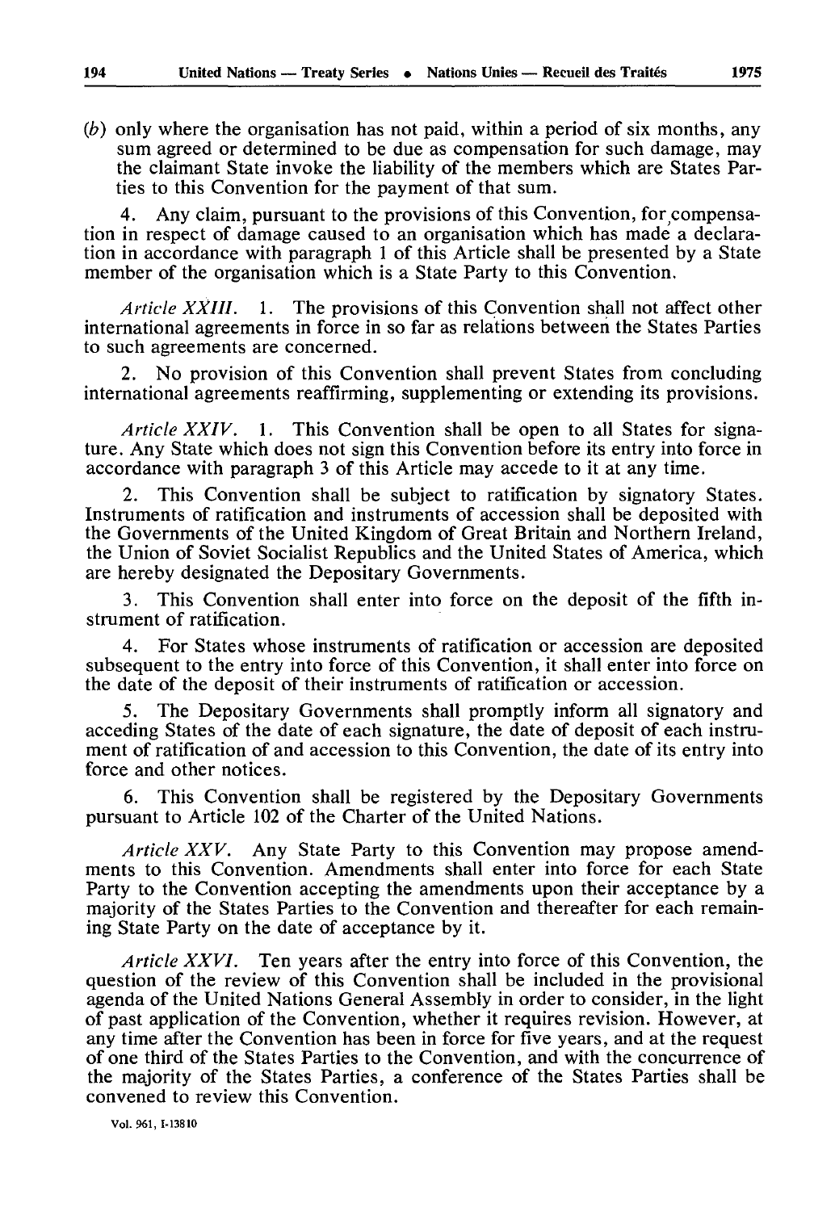(*b*) only where the organisation has not paid, within a period of six months, any sum agreed or determined to be due as compensation for such damage, may the claimant State invoke the liability of the members which are States Parties to this Convention for the payment of that sum.

4. Any claim, pursuant to the provisions of this Convention, for compensation in respect of damage caused to an organisation which has made a declaration in accordance with paragraph 1 of this Article shall be presented by a State member of the organisation which is a State Party to this Convention.

*Article XXIII.* 1. The provisions of this Convention shall not affect other international agreements in force in so far as relations between the States Parties to such agreements are concerned.

2. No provision of this Convention shall prevent States from concluding international agreements reaffirming, supplementing or extending its provisions.

*Article XXIV.* 1. This Convention shall be open to all States for signature. Any State which does not sign this Convention before its entry into force in accordance with paragraph 3 of this Article may accede to it at any time.

2. This Convention shall be subject to ratification by signatory States. Instruments of ratification and instruments of accession shall be deposited with the Governments of the United Kingdom of Great Britain and Northern Ireland, the Union of Soviet Socialist Republics and the United States of America, which are hereby designated the Depositary Governments.

3. This Convention shall enter into force on the deposit of the fifth instrument of ratification.

4. For States whose instruments of ratification or accession are deposited subsequent to the entry into force of this Convention, it shall enter into force on the date of the deposit of their instruments of ratification or accession.

5. The Depositary Governments shall promptly inform all signatory and acceding States of the date of each signature, the date of deposit of each instrument of ratification of and accession to this Convention, the date of its entry into force and other notices.

6. This Convention shall be registered by the Depositary Governments pursuant to Article 102 of the Charter of the United Nations.

*Article XXV.* Any State Party to this Convention may propose amendments to this Convention. Amendments shall enter into force for each State Party to the Convention accepting the amendments upon their acceptance by a majority of the States Parties to the Convention and thereafter for each remaining State Party on the date of acceptance by it.

*Article XXVI.* Ten years after the entry into force of this Convention, the question of the review of this Convention shall be included in the provisional agenda of the United Nations General Assembly in order to consider, in the light of past application of the Convention, whether it requires revision. However, at any time after the Convention has been in force for five years, and at the request of one third of the States Parties to the Convention, and with the concurrence of the majority of the States Parties, a conference of the States Parties shall be convened to review this Convention.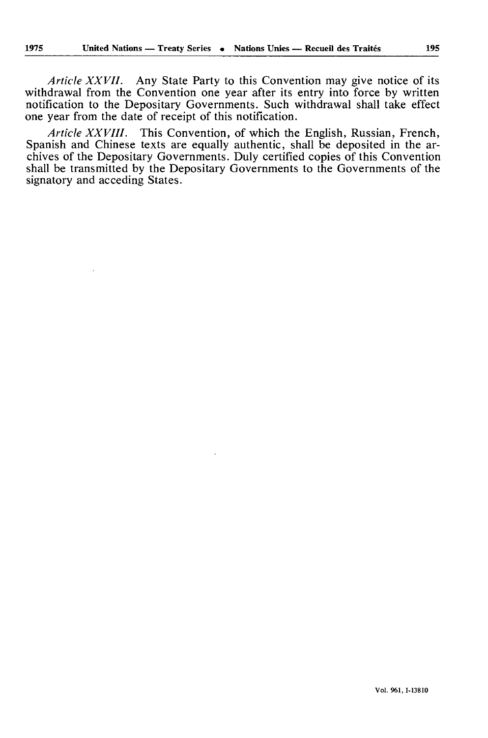*Article XXVII.* Any State Party to this Convention may give notice of its withdrawal from the Convention one year after its entry into force by written notification to the Depositary Governments. Such withdrawal shall take effect one year from the date of receipt of this notification.

*Article XXVIII.* This Convention, of which the English, Russian, French, Spanish and Chinese texts are equally authentic, shall be deposited in the archives of the Depositary Governments. Duly certified copies of this Convention shall be transmitted by the Depositary Governments to the Governments of the signatory and acceding States.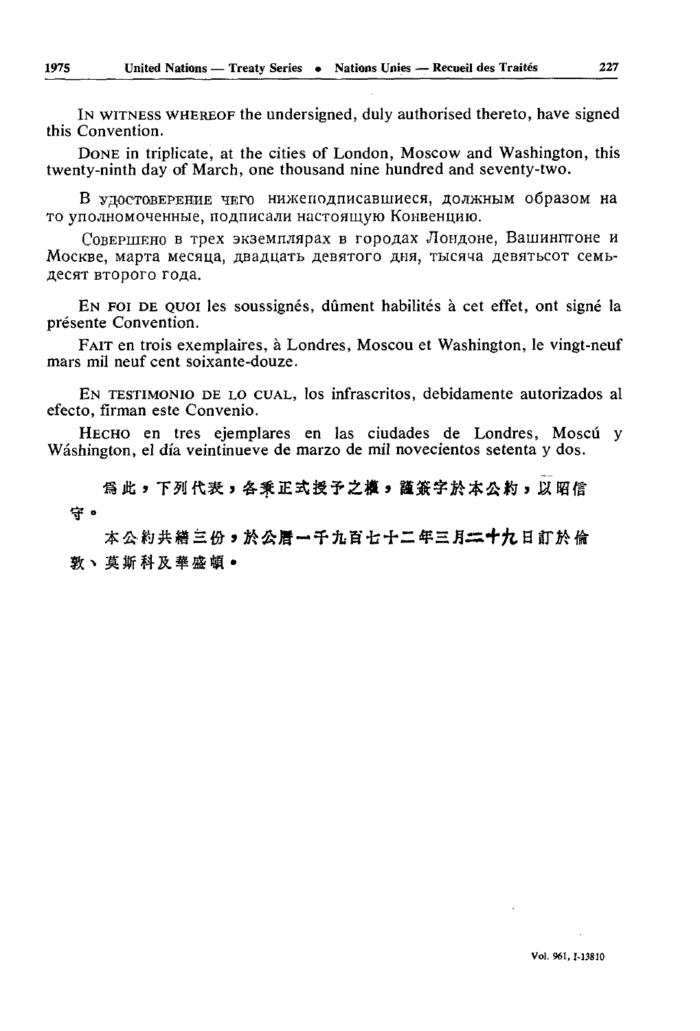IN WITNESS WHEREOF the undersigned, duly authorised thereto, have signed this Convention.

DONE in triplicate, at the cities of London, Moscow and Washington, this twenty-ninth day of March, one thousand nine hundred and seventy-two.

В УДОСТОВЕРЕНИЕ ЧЕГО нижеподписавшиеся, должным образом на то уполномоченные, подписали настоящую Конвенцию.

СОВЕРШЕНО в трех экземплярах в городах Лондоне, Вашингтоне и Москве, марта месяца, двадцать девятого дня, тысяча девятьсот семьдесят второго года.

EN FOI DE QUOI les soussignés, dûment habilités à cet effet, ont signé la présente Convention.

FAIT en trois exemplaires, à Londres, Moscou et Washington, le vingt-neuf mars mil neuf cent soixante-douze.

EN TESTIMONIO DE LO CUAL, los infrascritos, debidamente autorizados al efecto, firman este Convenio.

HECHO en tres ejemplares en las ciudades de Londres, Moscú y Wáshington, el día veintinueve de marzo de mil novecientos setenta y dos.

爲此，下列代表，各秉正式授予之權，謹簽字於本公約，以昭信守。

本公約共繕三份，於公曆一千九百七十二年三月二十九日訂於倫敦、莫斯科及華盛頓。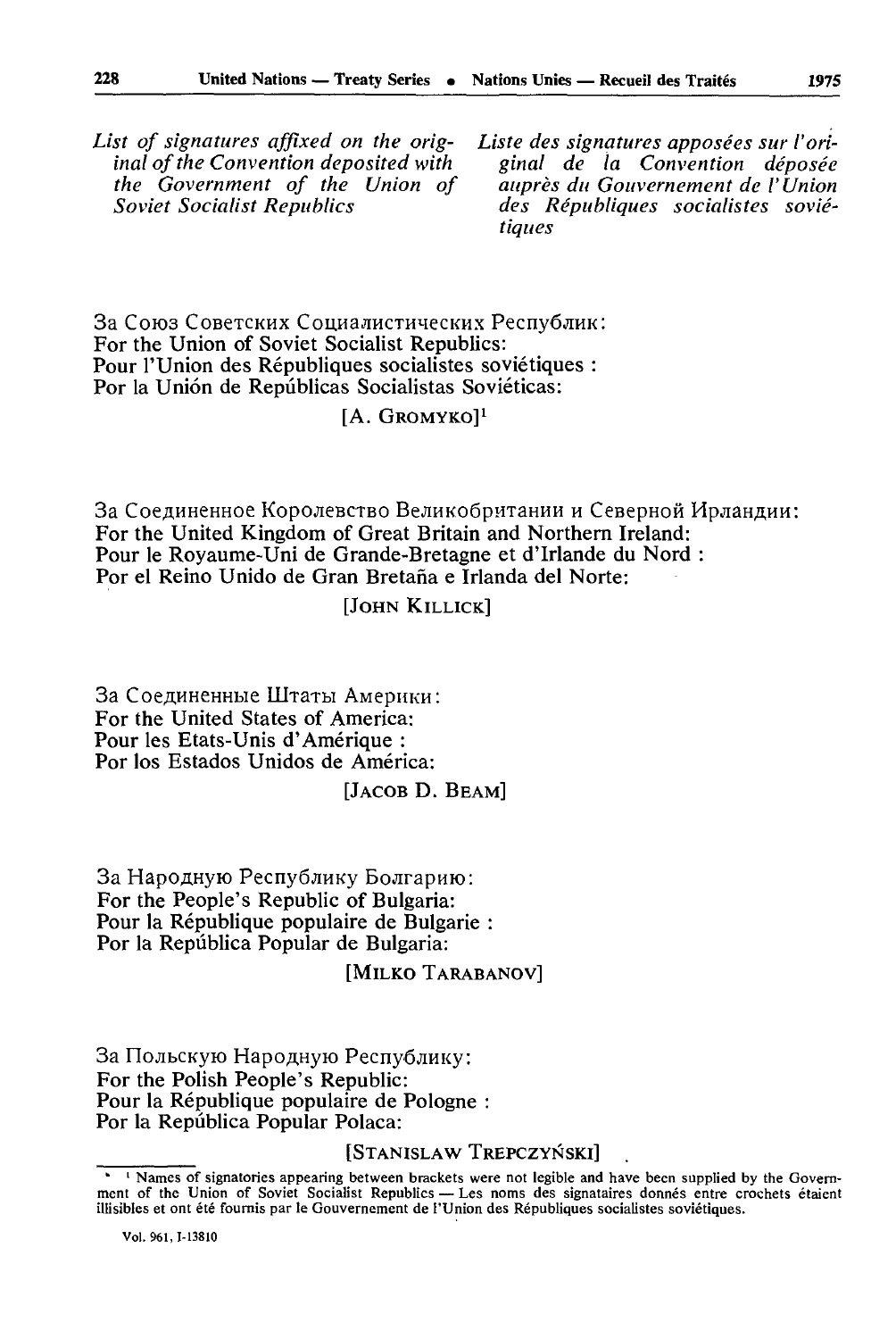*List of signatures affixed on the original of the Convention deposited with the Government of the Union of Soviet Socialist Republics*

*Liste des signatures apposées sur l'original de la Convention déposée auprès du Gouvernement de l'Union des Républiques socialistes soviétiques*

За Союз Советских Социалистических Республик:
For the Union of Soviet Socialist Republics:
Pour l'Union des Républiques socialistes soviétiques :
Por la Unión de Repúblicas Socialistas Soviéticas:

[A. GROMYKO][1]

За Соединенное Королевство Великобритании и Северной Ирландии:
For the United Kingdom of Great Britain and Northern Ireland:
Pour le Royaume-Uni de Grande-Bretagne et d'Irlande du Nord :
Por el Reino Unido de Gran Bretaña e Irlanda del Norte:

[JOHN KILLICK]

За Соединенные Штаты Америки:
For the United States of America:
Pour les Etats-Unis d'Amérique :
Por los Estados Unidos de América:

[JACOB D. BEAM]

За Народную Республику Болгарию:
For the People's Republic of Bulgaria:
Pour la République populaire de Bulgarie :
Por la República Popular de Bulgaria:

[MILKO TARABANOV]

За Польскую Народную Республику:
For the Polish People's Republic:
Pour la République populaire de Pologne :
Por la República Popular Polaca:

[STANISLAW TREPCZYŃSKI]

---

[1] Names of signatories appearing between brackets were not legible and have been supplied by the Government of the Union of Soviet Socialist Republics — Les noms des signataires donnés entre crochets étaient illisibles et ont été fournis par le Gouvernement de l'Union des Républiques socialistes soviétiques.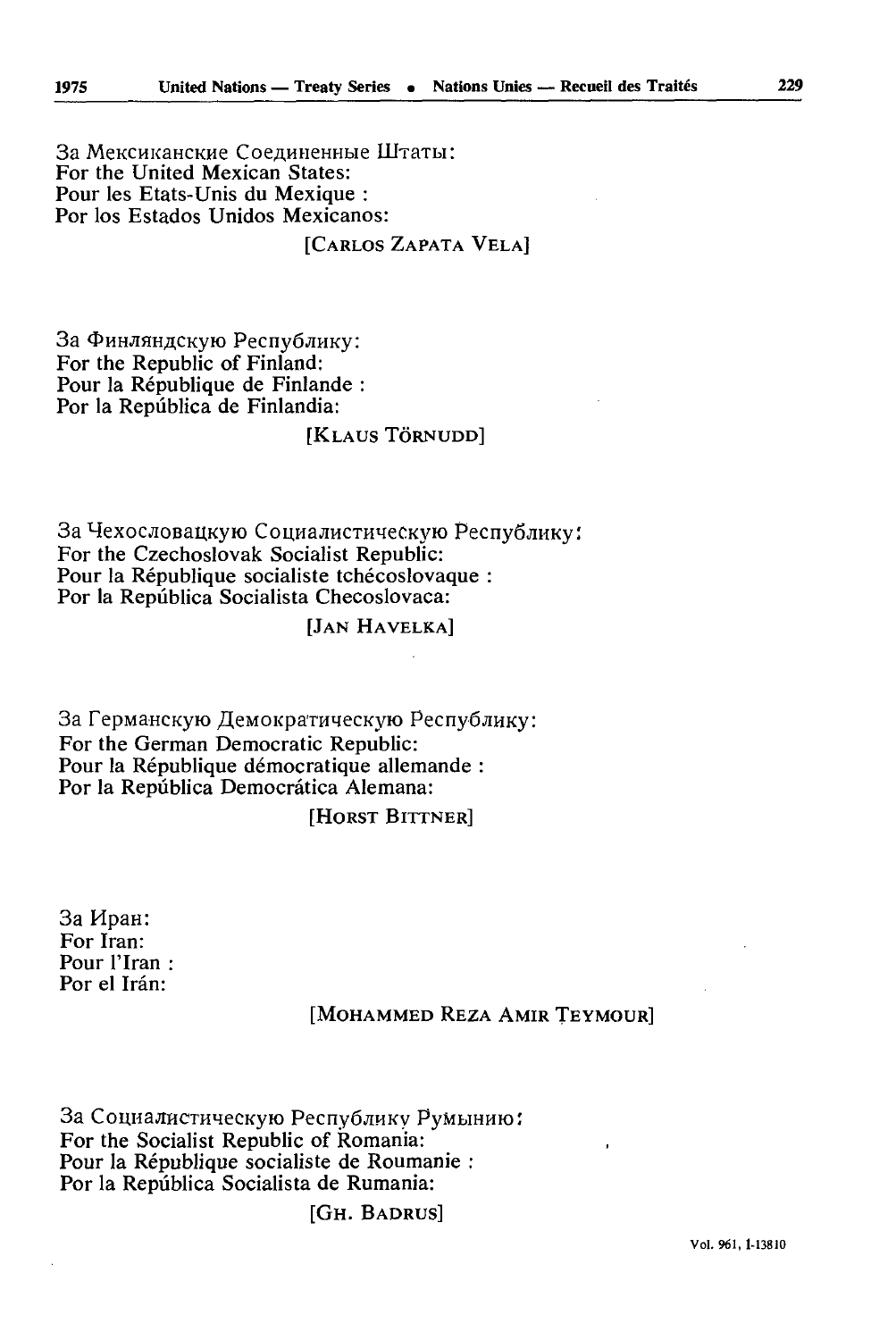За Мексиканские Соединенные Штаты:
For the United Mexican States:
Pour les Etats-Unis du Mexique :
Por los Estados Unidos Mexicanos:

[CARLOS ZAPATA VELA]

За Финляндскую Республику:
For the Republic of Finland:
Pour la République de Finlande :
Por la República de Finlandia:

[KLAUS TÖRNUDD]

За Чехословацкую Социалистическую Республику:
For the Czechoslovak Socialist Republic:
Pour la République socialiste tchécoslovaque :
Por la República Socialista Checoslovaca:

[JAN HAVELKA]

За Германскую Демократическую Республику:
For the German Democratic Republic:
Pour la République démocratique allemande :
Por la República Democrática Alemana:

[HORST BITTNER]

За Иран:
For Iran:
Pour l'Iran :
Por el Irán:

[MOHAMMED REZA AMIR TEYMOUR]

За Социалистическую Республику Румынию:
For the Socialist Republic of Romania:
Pour la République socialiste de Roumanie :
Por la República Socialista de Rumania:

[GH. BADRUS]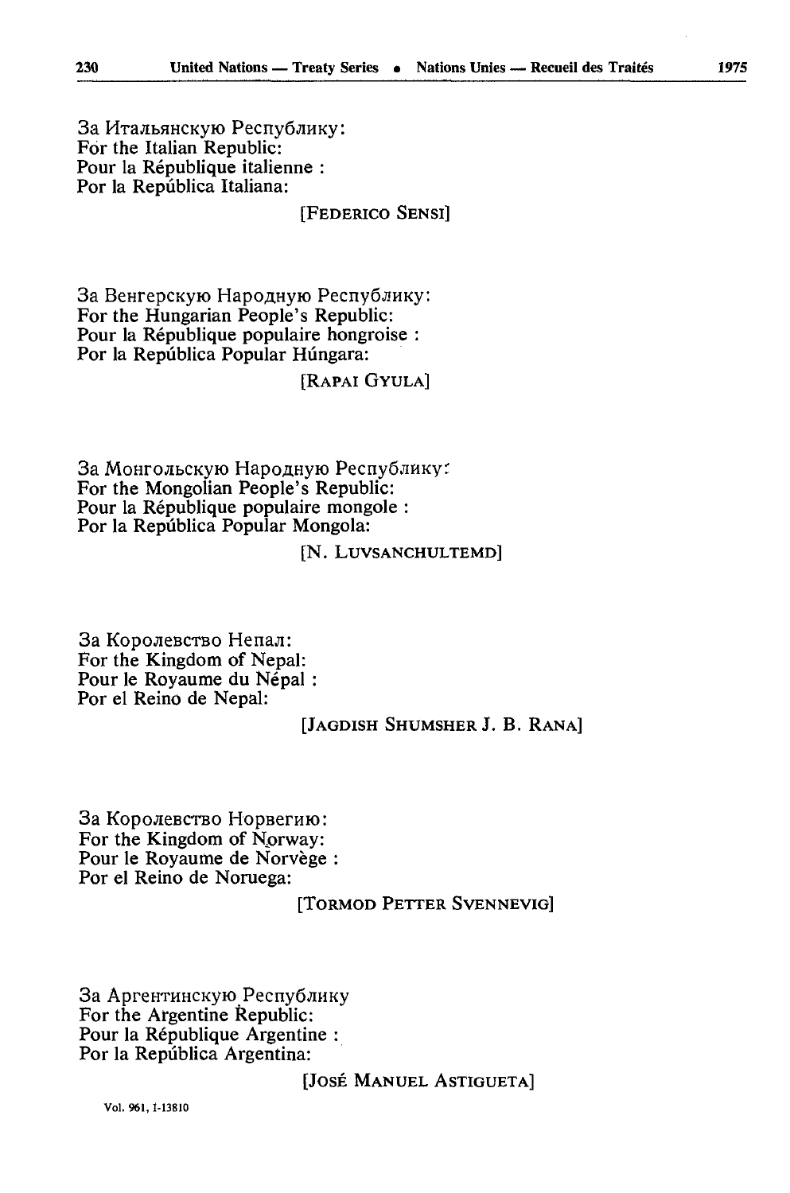За Итальянскую Республику:
For the Italian Republic:
Pour la République italienne :
Por la República Italiana:

[FEDERICO SENSI]

За Венгерскую Народную Республику:
For the Hungarian People's Republic:
Pour la République populaire hongroise :
Por la República Popular Húngara:

[RAPAI GYULA]

За Монгольскую Народную Республику:
For the Mongolian People's Republic:
Pour la République populaire mongole :
Por la República Popular Mongola:

[N. LUVSANCHULTEMD]

За Королевство Непал:
For the Kingdom of Nepal:
Pour le Royaume du Népal :
Por el Reino de Nepal:

[JAGDISH SHUMSHER J. B. RANA]

За Королевство Норвегию:
For the Kingdom of Norway:
Pour le Royaume de Norvège :
Por el Reino de Noruega:

[TORMOD PETTER SVENNEVIG]

За Аргентинскую Республику
For the Argentine Republic:
Pour la République Argentine :
Por la República Argentina:

[JOSÉ MANUEL ASTIGUETA]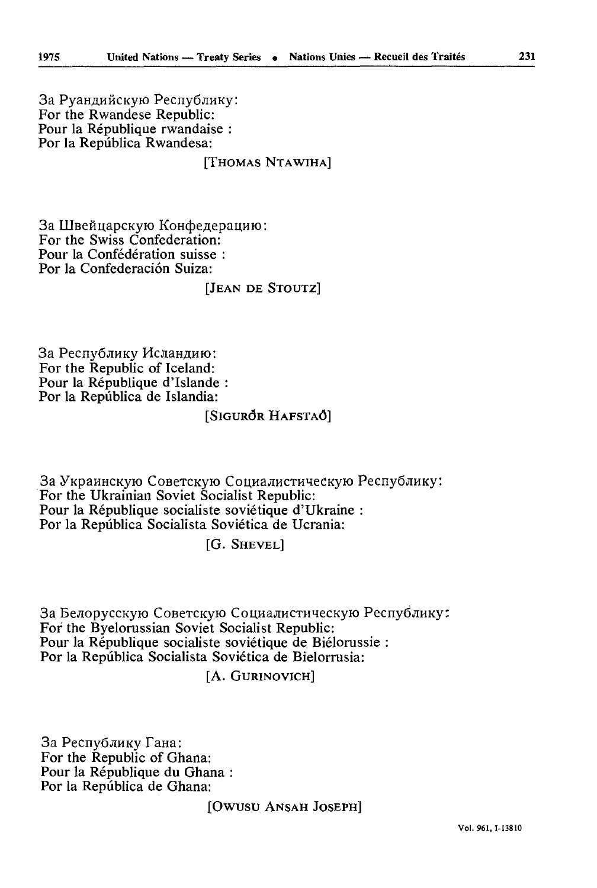За Руандийскую Республику:
For the Rwandese Republic:
Pour la République rwandaise :
Por la República Rwandesa:

[THOMAS NTAWIHA]

За Швейцарскую Конфедерацию:
For the Swiss Confederation:
Pour la Confédération suisse :
Por la Confederación Suiza:

[JEAN DE STOUTZ]

За Республику Исландию:
For the Republic of Iceland:
Pour la République d'Islande :
Por la República de Islandia:

[SIGURÐR HAFSTAÐ]

За Украинскую Советскую Социалистическую Республику:
For the Ukrainian Soviet Socialist Republic:
Pour la République socialiste soviétique d'Ukraine :
Por la República Socialista Soviética de Ucrania:

[G. SHEVEL]

За Белорусскую Советскую Социалистическую Республику:
For the Byelorussian Soviet Socialist Republic:
Pour la République socialiste soviétique de Biélorussie :
Por la República Socialista Soviética de Bielorrusia:

[A. GURINOVICH]

За Республику Гана:
For the Republic of Ghana:
Pour la République du Ghana :
Por la República de Ghana:

[OWUSU ANSAH JOSEPH]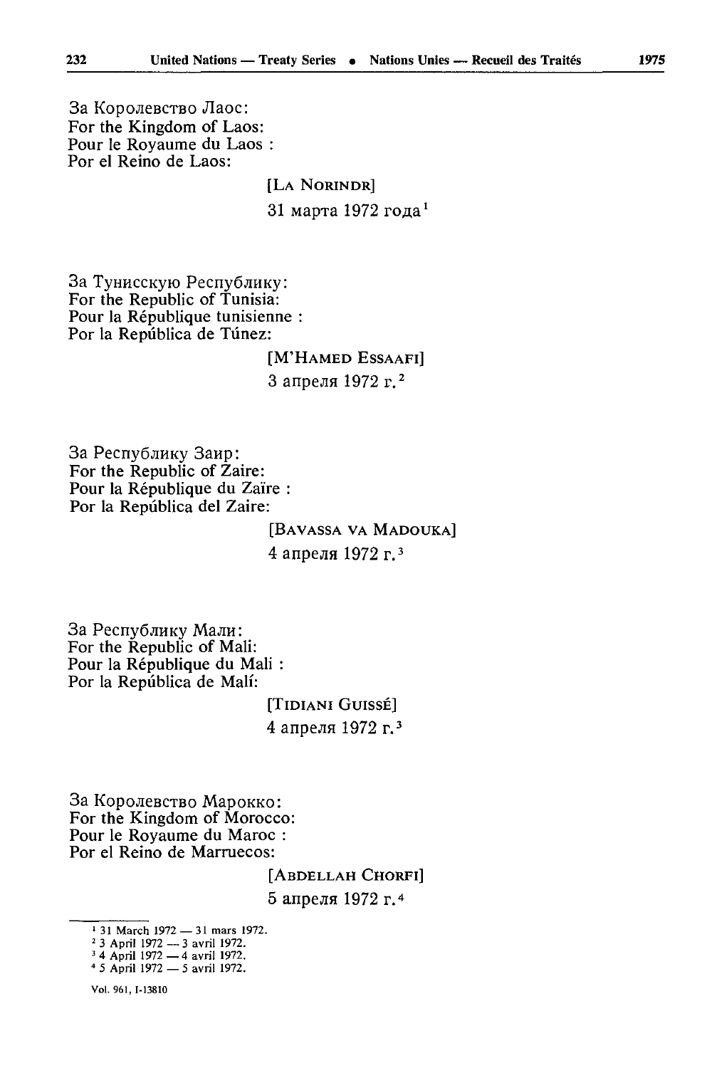За Королевство Лаос:
For the Kingdom of Laos:
Pour le Royaume du Laos :
Por el Reino de Laos:

[LA NORINDR]
31 марта 1972 года[1]

За Тунисскую Республику:
For the Republic of Tunisia:
Pour la République tunisienne :
Por la República de Túnez:

[M'HAMED ESSAAFI]
3 апреля 1972 г.[2]

За Республику Заир:
For the Republic of Zaire:
Pour la République du Zaïre :
Por la República del Zaire:

[BAVASSA VA MADOUKA]
4 апреля 1972 г.[3]

За Республику Мали:
For the Republic of Mali:
Pour la République du Mali :
Por la República de Malí:

[TIDIANI GUISSÉ]
4 апреля 1972 г.[3]

За Королевство Марокко:
For the Kingdom of Morocco:
Pour le Royaume du Maroc :
Por el Reino de Marruecos:

[ABDELLAH CHORFI]
5 апреля 1972 г.[4]

---

[1] 31 March 1972 — 31 mars 1972.
[2] 3 April 1972 — 3 avril 1972.
[3] 4 April 1972 — 4 avril 1972.
[4] 5 April 1972 — 5 avril 1972.

Vol. 961, I-13810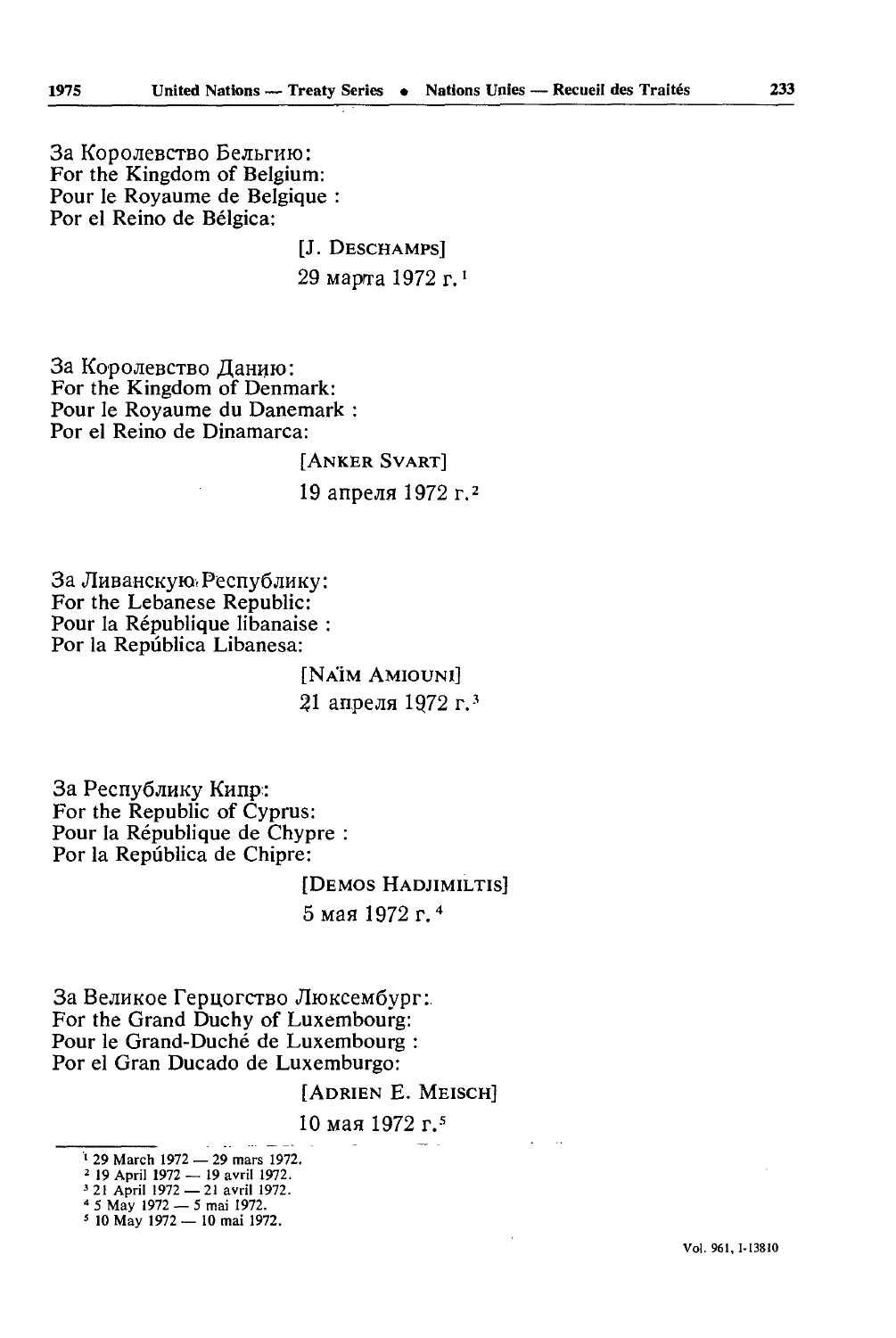За Королевство Бельгию:
For the Kingdom of Belgium:
Pour le Royaume de Belgique :
Por el Reino de Bélgica:

[J. DESCHAMPS]

29 марта 1972 г.[1]

За Королевство Данию:
For the Kingdom of Denmark:
Pour le Royaume du Danemark :
Por el Reino de Dinamarca:

[ANKER SVART]

19 апреля 1972 г.[2]

За Ливанскую Республику:
For the Lebanese Republic:
Pour la République libanaise :
Por la República Libanesa:

[NAÏM AMIOUNI]

21 апреля 1972 г.[3]

За Республику Кипр:
For the Republic of Cyprus:
Pour la République de Chypre :
Por la República de Chipre:

[DEMOS HADJIMILTIS]

5 мая 1972 г.[4]

За Великое Герцогство Люксембург:
For the Grand Duchy of Luxembourg:
Pour le Grand-Duché de Luxembourg :
Por el Gran Ducado de Luxemburgo:

[ADRIEN E. MEISCH]

10 мая 1972 г.[5]

---

[1] 29 March 1972 — 29 mars 1972.
[2] 19 April 1972 — 19 avril 1972.
[3] 21 April 1972 — 21 avril 1972.
[4] 5 May 1972 — 5 mai 1972.
[5] 10 May 1972 — 10 mai 1972.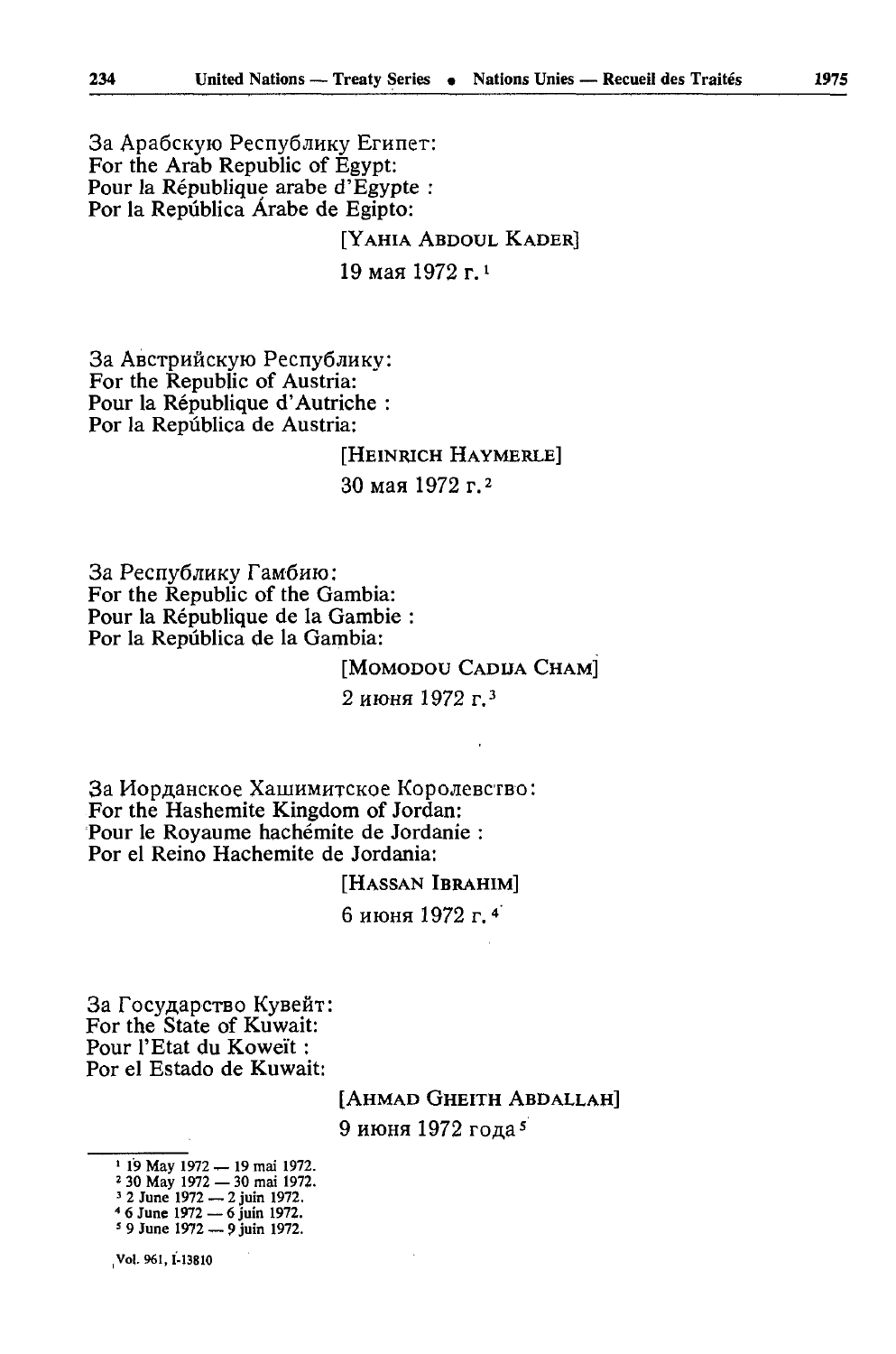За Арабскую Республику Египет:
For the Arab Republic of Egypt:
Pour la République arabe d'Egypte :
Por la República Árabe de Egipto:

[YAHIA ABDOUL KADER]

19 мая 1972 г.[1]

За Австрийскую Республику:
For the Republic of Austria:
Pour la République d'Autriche :
Por la República de Austria:

[HEINRICH HAYMERLE]

30 мая 1972 г.[2]

За Республику Гамбию:
For the Republic of the Gambia:
Pour la République de la Gambie :
Por la República de la Gambia:

[MOMODOU CADIJA CHAM]

2 июня 1972 г.[3]

За Иорданское Хашимитское Королевство:
For the Hashemite Kingdom of Jordan:
Pour le Royaume hachémite de Jordanie :
Por el Reino Hachemite de Jordania:

[HASSAN IBRAHIM]

6 июня 1972 г.[4]

За Государство Кувейт:
For the State of Kuwait:
Pour l'Etat du Koweït :
Por el Estado de Kuwait:

[AHMAD GHEITH ABDALLAH]

9 июня 1972 года[5]

---

[1] 19 May 1972 — 19 mai 1972.
[2] 30 May 1972 — 30 mai 1972.
[3] 2 June 1972 — 2 juin 1972.
[4] 6 June 1972 — 6 juin 1972.
[5] 9 June 1972 — 9 juin 1972.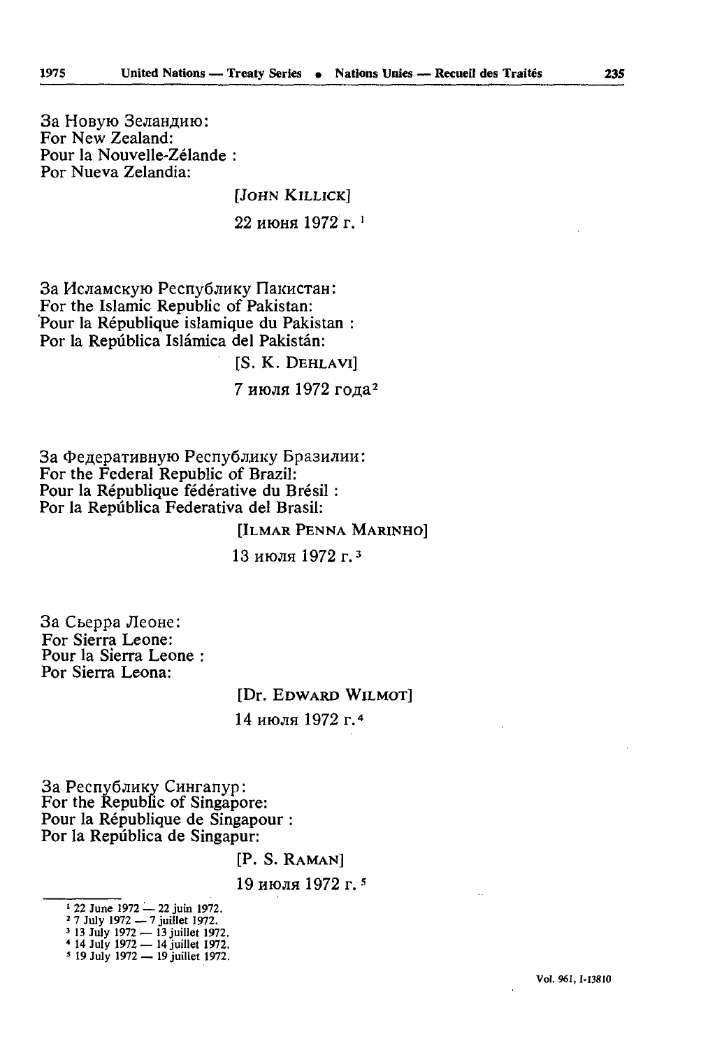За Новую Зеландию:
For New Zealand:
Pour la Nouvelle-Zélande :
Por Nueva Zelandia:

[JOHN KILLICK]

22 июня 1972 г. [1]

За Исламскую Республику Пакистан:
For the Islamic Republic of Pakistan:
Pour la République islamique du Pakistan :
Por la República Islámica del Pakistán:

[S. K. DEHLAVI]

7 июля 1972 года [2]

За Федеративную Республику Бразилии:
For the Federal Republic of Brazil:
Pour la République fédérative du Brésil :
Por la República Federativa del Brasil:

[ILMAR PENNA MARINHO]

13 июля 1972 г. [3]

За Сьерра Леоне:
For Sierra Leone:
Pour la Sierra Leone :
Por Sierra Leona:

[Dr. EDWARD WILMOT]

14 июля 1972 г. [4]

За Республику Сингапур:
For the Republic of Singapore:
Pour la République de Singapour :
Por la República de Singapur:

[P. S. RAMAN]

19 июля 1972 г. [5]

---

[1] 22 June 1972 — 22 juin 1972.
[2] 7 July 1972 — 7 juillet 1972.
[3] 13 July 1972 — 13 juillet 1972.
[4] 14 July 1972 — 14 juillet 1972.
[5] 19 July 1972 — 19 juillet 1972.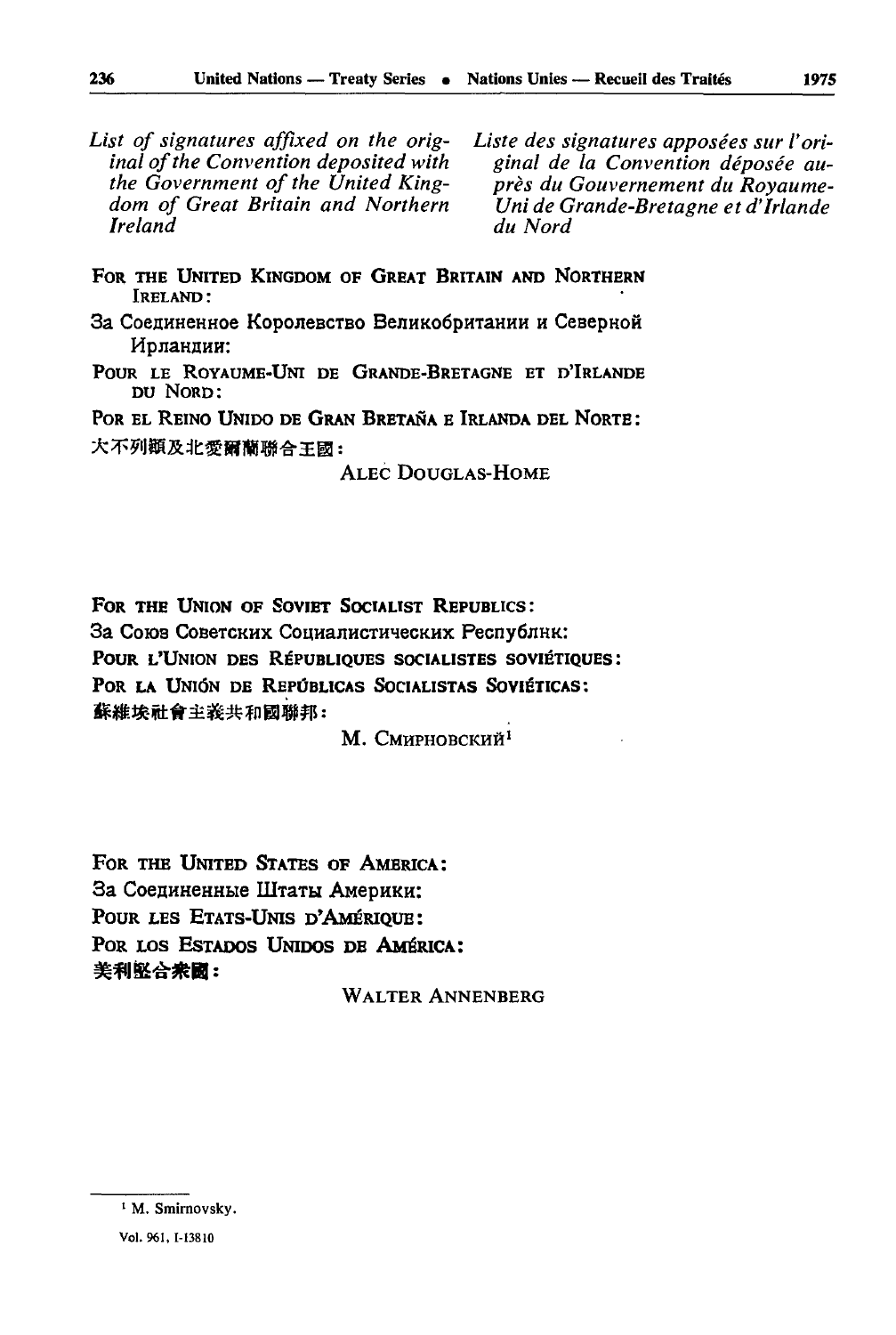*List of signatures affixed on the original of the Convention deposited with the Government of the United Kingdom of Great Britain and Northern Ireland*

*Liste des signatures apposées sur l'original de la Convention déposée auprès du Gouvernement du Royaume-Uni de Grande-Bretagne et d'Irlande du Nord*

FOR THE UNITED KINGDOM OF GREAT BRITAIN AND NORTHERN IRELAND:

За Соединенное Королевство Великобритании и Северной Ирландии:

POUR LE ROYAUME-UNI DE GRANDE-BRETAGNE ET D'IRLANDE DU NORD:

POR EL REINO UNIDO DE GRAN BRETAÑA E IRLANDA DEL NORTE:

大不列顛及北愛爾蘭聯合王國：

ALEC DOUGLAS-HOME

FOR THE UNION OF SOVIET SOCIALIST REPUBLICS:

За Союз Советских Социалистических Республик:

POUR L'UNION DES RÉPUBLIQUES SOCIALISTES SOVIÉTIQUES:

POR LA UNIÓN DE REPÚBLICAS SOCIALISTAS SOVIÉTICAS:

蘇維埃社會主義共和國聯邦：

М. СМИРНОВСКИЙ[1]

FOR THE UNITED STATES OF AMERICA:

За Соединенные Штаты Америки:

POUR LES ETATS-UNIS D'AMÉRIQUE:

POR LOS ESTADOS UNIDOS DE AMÉRICA:

美利堅合衆國：

WALTER ANNENBERG

---

[1] M. Smirnovsky.

Vol. 961, I-13810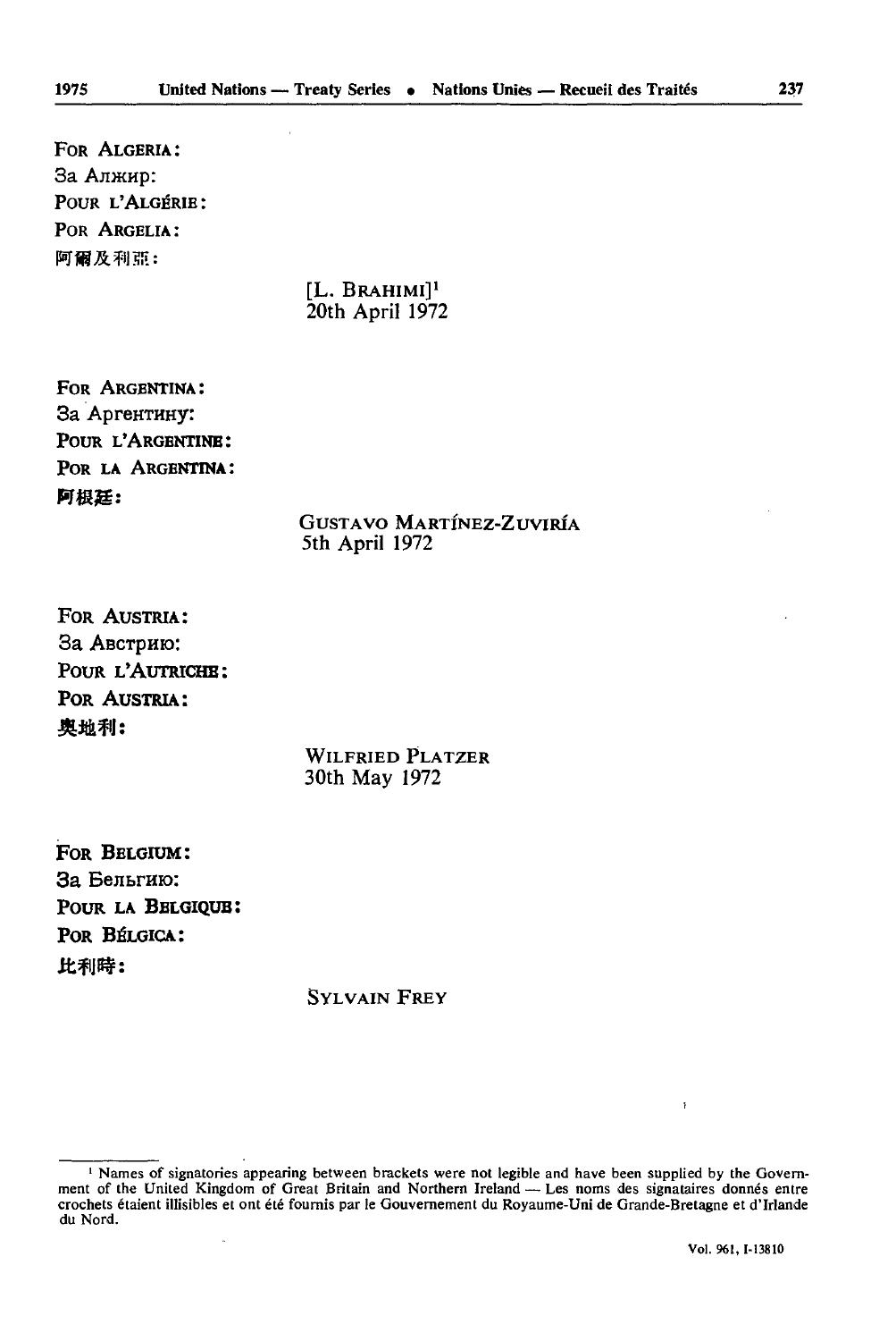FOR ALGERIA:
За Алжир:
POUR L'ALGÉRIE:
POR ARGELIA:
阿爾及利亞:

[L. BRAHIMI][1]
20th April 1972

FOR ARGENTINA:
За Аргентину:
POUR L'ARGENTINE:
POR LA ARGENTINA:
阿根廷:

GUSTAVO MARTÍNEZ-ZUVIRÍA
5th April 1972

FOR AUSTRIA:
За Австрию:
POUR L'AUTRICHE:
POR AUSTRIA:
奧地利:

WILFRIED PLATZER
30th May 1972

FOR BELGIUM:
За Бельгию:
POUR LA BELGIQUE:
POR BÉLGICA:
比利時:

SYLVAIN FREY

---

[1] Names of signatories appearing between brackets were not legible and have been supplied by the Government of the United Kingdom of Great Britain and Northern Ireland — Les noms des signataires donnés entre crochets étaient illisibles et ont été fournis par le Gouvernement du Royaume-Uni de Grande-Bretagne et d'Irlande du Nord.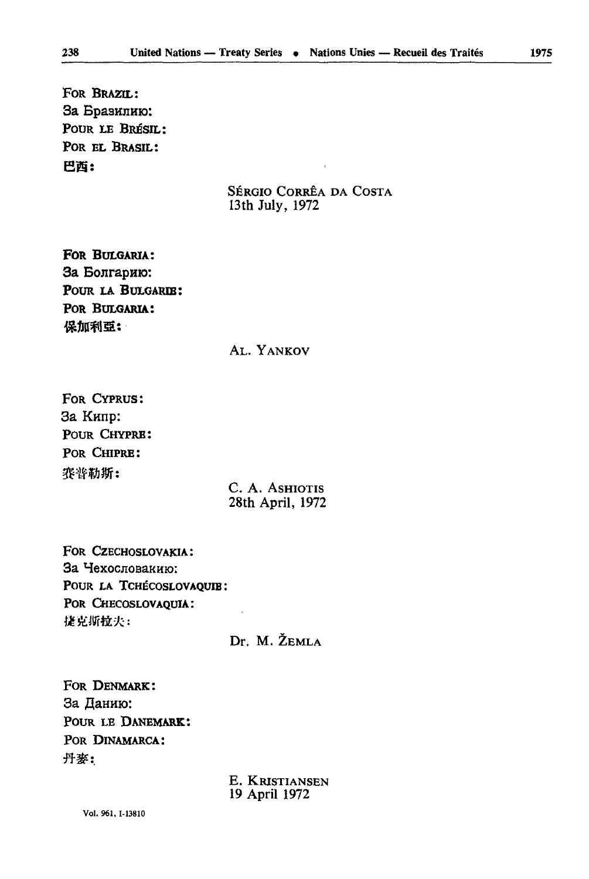FOR BRAZIL:
За Бразилию:
POUR LE BRÉSIL:
POR EL BRASIL:
巴西:

SÉRGIO CORRÊA DA COSTA
13th July, 1972

FOR BULGARIA:
За Болгарию:
POUR LA BULGARIE:
POR BULGARIA:
保加利亞:

AL. YANKOV

FOR CYPRUS:
За Кипр:
POUR CHYPRE:
POR CHIPRE:
塞普勒斯:

C. A. ASHIOTIS
28th April, 1972

FOR CZECHOSLOVAKIA:
За Чехословакию:
POUR LA TCHÉCOSLOVAQUIE:
POR CHECOSLOVAQUIA:
捷克斯拉夫:

Dr. M. ŽEMLA

FOR DENMARK:
За Данию:
POUR LE DANEMARK:
POR DINAMARCA:
丹麥:

E. KRISTIANSEN
19 April 1972

Vol. 961, I-13810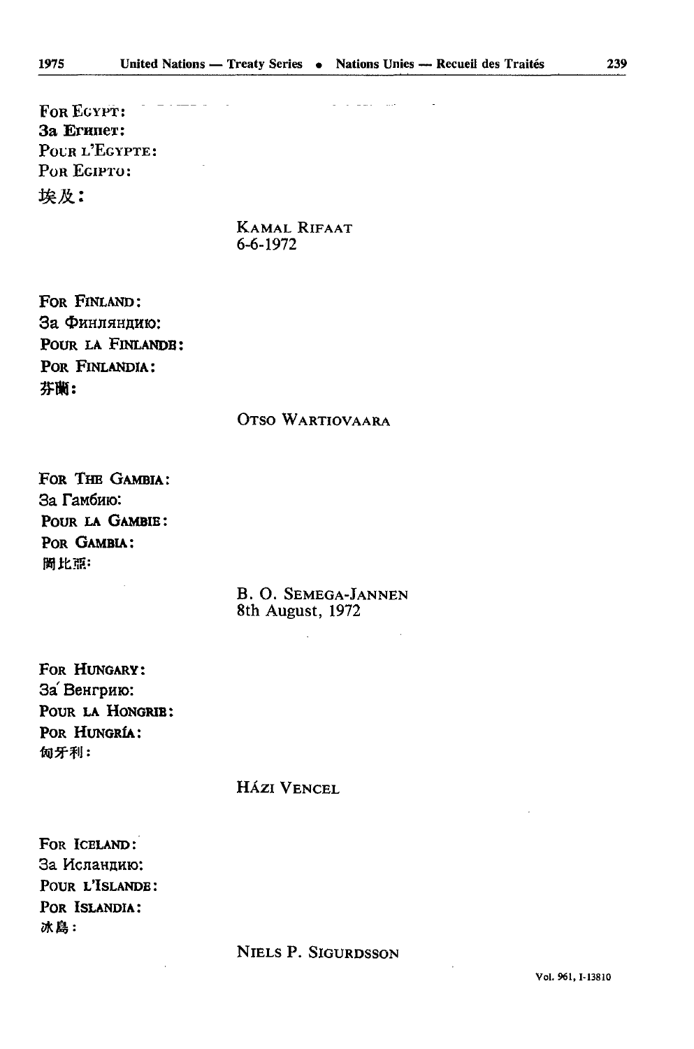FOR EGYPT:
За Египет:
POUR L'EGYPTE:
POR EGIPTO:
埃及:

KAMAL RIFAAT
6-6-1972

FOR FINLAND:
За Финляндию:
POUR LA FINLANDE:
POR FINLANDIA:
芬蘭:

OTSO WARTIOVAARA

FOR THE GAMBIA:
За Гамбию:
POUR LA GAMBIE:
POR GAMBIA:
岡比亞:

B. O. SEMEGA-JANNEN
8th August, 1972

FOR HUNGARY:
За Венгрию:
POUR LA HONGRIE:
POR HUNGRÍA:
匈牙利:

HÁZI VENCEL

FOR ICELAND:
За Исландию:
POUR L'ISLANDE:
POR ISLANDIA:
冰島:

NIELS P. SIGURDSSON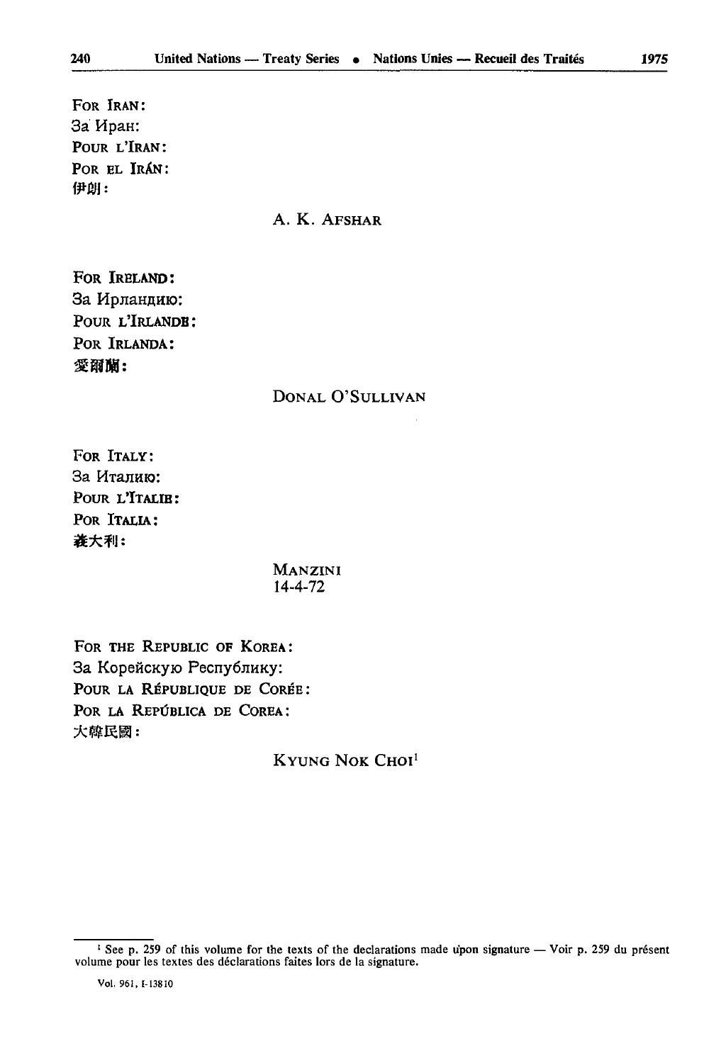FOR IRAN:
За Иран:
POUR L'IRAN:
POR EL IRÁN:
伊朗:

A. K. AFSHAR

FOR IRELAND:
За Ирландию:
POUR L'IRLANDE:
POR IRLANDA:
愛爾蘭:

DONAL O'SULLIVAN

FOR ITALY:
За Италию:
POUR L'ITALIE:
POR ITALIA:
義大利:

MANZINI
14-4-72

FOR THE REPUBLIC OF KOREA:
За Корейскую Республику:
POUR LA RÉPUBLIQUE DE CORÉE:
POR LA REPÚBLICA DE COREA:
大韓民國:

KYUNG NOK CHOI[1]

[1] See p. 259 of this volume for the texts of the declarations made upon signature — Voir p. 259 du présent volume pour les textes des déclarations faites lors de la signature.

Vol. 961, I-13810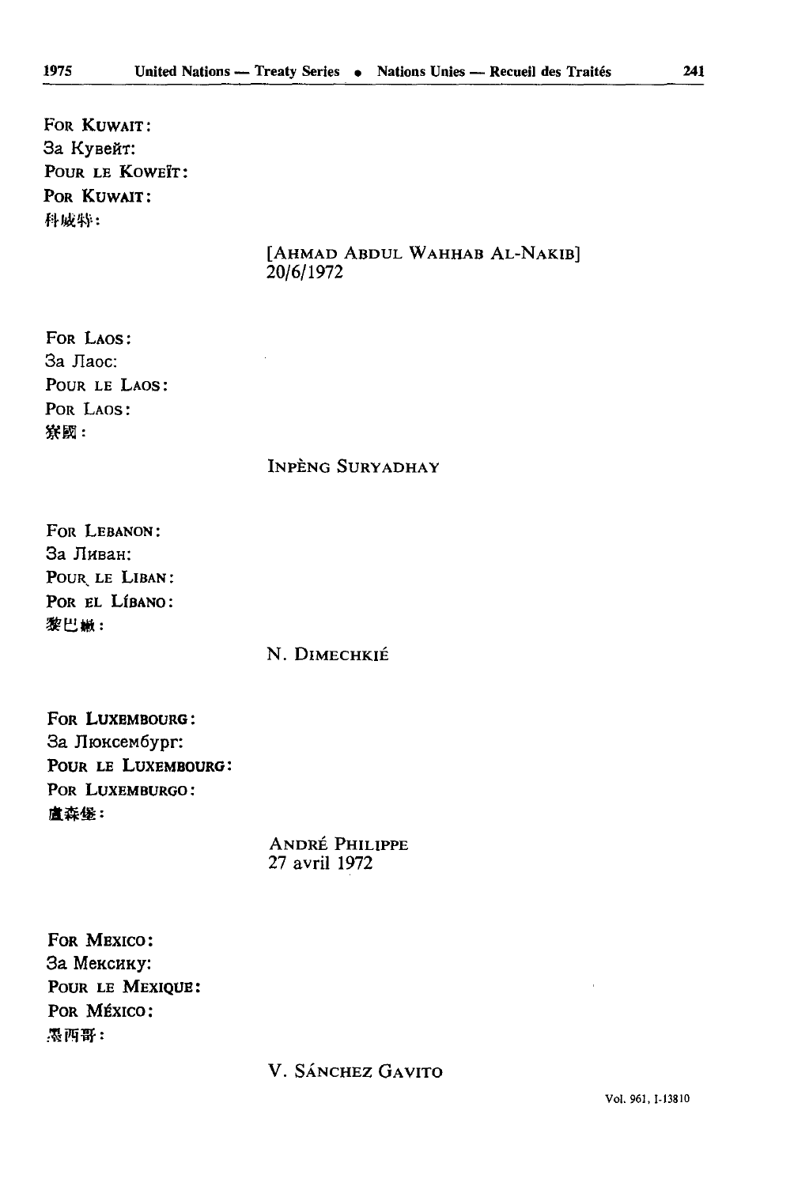FOR KUWAIT:
За Кувейт:
POUR LE KOWEÏT:
POR KUWAIT:
科威特:

[AHMAD ABDUL WAHHAB AL-NAKIB]
20/6/1972

FOR LAOS:
За Лаос:
POUR LE LAOS:
POR LAOS:
寮國:

INPÈNG SURYADHAY

FOR LEBANON:
За Ливан:
POUR LE LIBAN:
POR EL LÍBANO:
黎巴嫩:

N. DIMECHKIÉ

FOR LUXEMBOURG:
За Люксембург:
POUR LE LUXEMBOURG:
POR LUXEMBURGO:
盧森堡:

ANDRÉ PHILIPPE
27 avril 1972

FOR MEXICO:
За Мексику:
POUR LE MEXIQUE:
POR MÉXICO:
墨西哥:

V. SÁNCHEZ GAVITO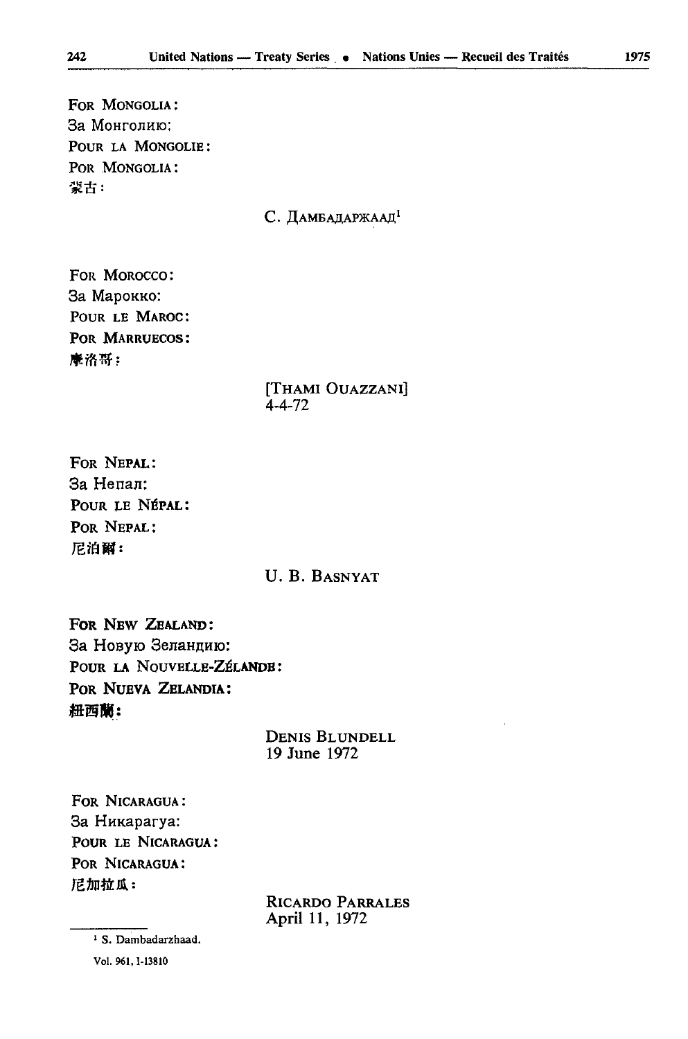FOR MONGOLIA:
За Монголию:
POUR LA MONGOLIE:
POR MONGOLIA:
蒙古:

С. ДАМБАДАРЖААД[1]

FOR MOROCCO:
За Марокко:
POUR LE MAROC:
POR MARRUECOS:
摩洛哥:

[THAMI OUAZZANI]
4-4-72

FOR NEPAL:
За Непал:
POUR LE NÉPAL:
POR NEPAL:
尼泊爾:

U. B. BASNYAT

FOR NEW ZEALAND:
За Новую Зеландию:
POUR LA NOUVELLE-ZÉLANDE:
POR NUEVA ZELANDIA:
紐西蘭:

DENIS BLUNDELL
19 June 1972

FOR NICARAGUA:
За Никарагуа:
POUR LE NICARAGUA:
POR NICARAGUA:
尼加拉瓜:

RICARDO PARRALES
April 11, 1972

[1] S. Dambadarzhaad.

Vol. 961, I-13810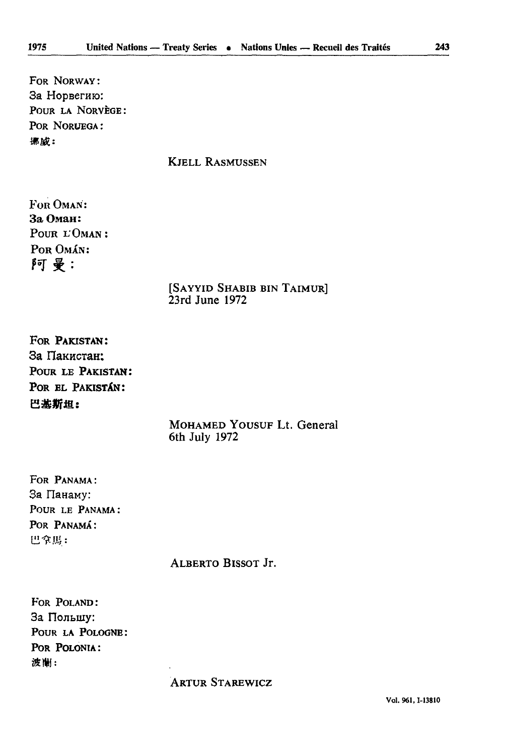FOR NORWAY:
За Норвегию:
POUR LA NORVÈGE:
POR NORUEGA:
挪威:

KJELL RASMUSSEN

FOR OMAN:
За Оман:
POUR L'OMAN:
POR OMÁN:
阿曼:

[SAYYID SHABIB BIN TAIMUR]
23rd June 1972

FOR PAKISTAN:
За Пакистан:
POUR LE PAKISTAN:
POR EL PAKISTÁN:
巴基斯坦:

MOHAMED YOUSUF Lt. General
6th July 1972

FOR PANAMA:
За Панаму:
POUR LE PANAMA:
POR PANAMÁ:
巴拿馬:

ALBERTO BISSOT Jr.

FOR POLAND:
За Польшу:
POUR LA POLOGNE:
POR POLONIA:
波蘭:

ARTUR STAREWICZ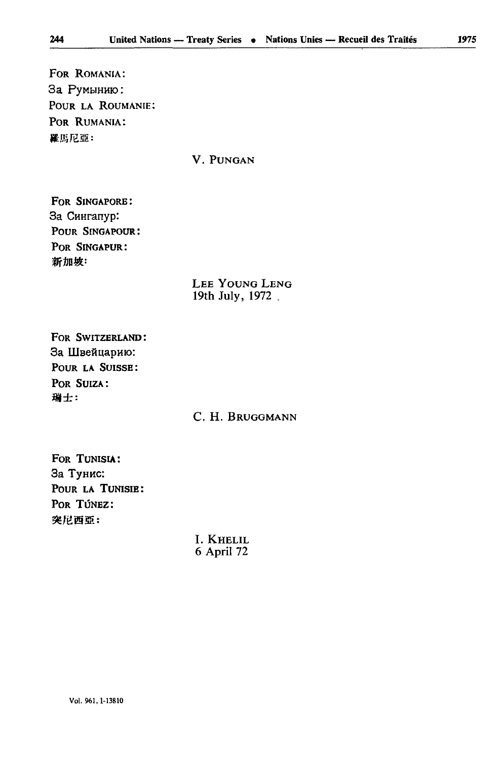FOR ROMANIA:
За Румынию:
POUR LA ROUMANIE:
POR RUMANIA:
羅馬尼亞:

V. PUNGAN

FOR SINGAPORE:
За Сингапур:
POUR SINGAPOUR:
POR SINGAPUR:
新加坡:

LEE YOUNG LENG
19th July, 1972

FOR SWITZERLAND:
За Швейцарию:
POUR LA SUISSE:
POR SUIZA:
瑞士:

C. H. BRUGGMANN

FOR TUNISIA:
За Тунис:
POUR LA TUNISIE:
POR TÚNEZ:
突尼西亞:

I. KHELIL
6 April 72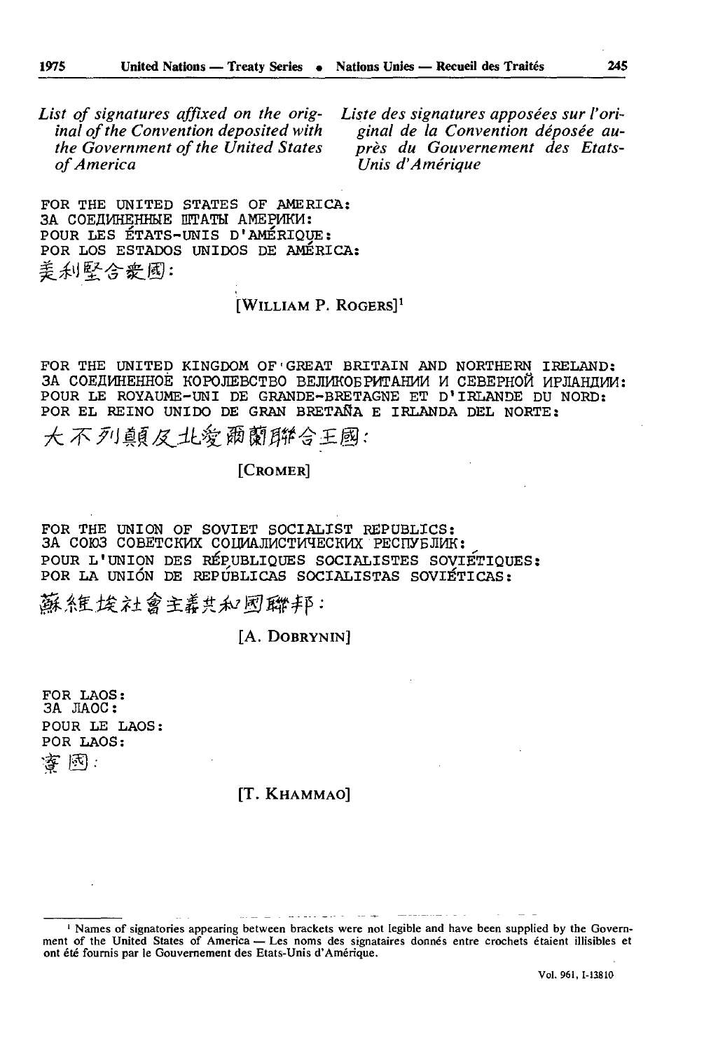*List of signatures affixed on the original of the Convention deposited with the Government of the United States of America*

*Liste des signatures apposées sur l'original de la Convention déposée auprès du Gouvernement des Etats-Unis d'Amérique*

FOR THE UNITED STATES OF AMERICA:
ЗА СОЕДИНЕННЫЕ ШТАТЫ АМЕРИКИ:
POUR LES ÉTATS-UNIS D'AMÉRIQUE:
POR LOS ESTADOS UNIDOS DE AMÉRICA:
美利堅合衆國:

[WILLIAM P. ROGERS][1]

FOR THE UNITED KINGDOM OF GREAT BRITAIN AND NORTHERN IRELAND:
ЗА СОЕДИНЕННОЕ КОРОЛЕВСТВО ВЕЛИКОБРИТАНИИ И СЕВЕРНОЙ ИРЛАНДИИ:
POUR LE ROYAUME-UNI DE GRANDE-BRETAGNE ET D'IRLANDE DU NORD:
POR EL REINO UNIDO DE GRAN BRETAÑA E IRLANDA DEL NORTE:
大不列顛及北愛爾蘭聯合王國:

[CROMER]

FOR THE UNION OF SOVIET SOCIALIST REPUBLICS:
ЗА СОЮЗ СОВЕТСКИХ СОЦИАЛИСТИЧЕСКИХ РЕСПУБЛИК:
POUR L'UNION DES RÉPUBLIQUES SOCIALISTES SOVIÉTIQUES:
POR LA UNIÓN DE REPÚBLICAS SOCIALISTAS SOVIÉTICAS:
蘇維埃社會主義共和國聯邦:

[A. DOBRYNIN]

FOR LAOS:
ЗА ЛАОС:
POUR LE LAOS:
POR LAOS:
寮國:

[T. KHAMMAO]

[1] Names of signatories appearing between brackets were not legible and have been supplied by the Government of the United States of America — Les noms des signataires donnés entre crochets étaient illisibles et ont été fournis par le Gouvernement des Etats-Unis d'Amérique.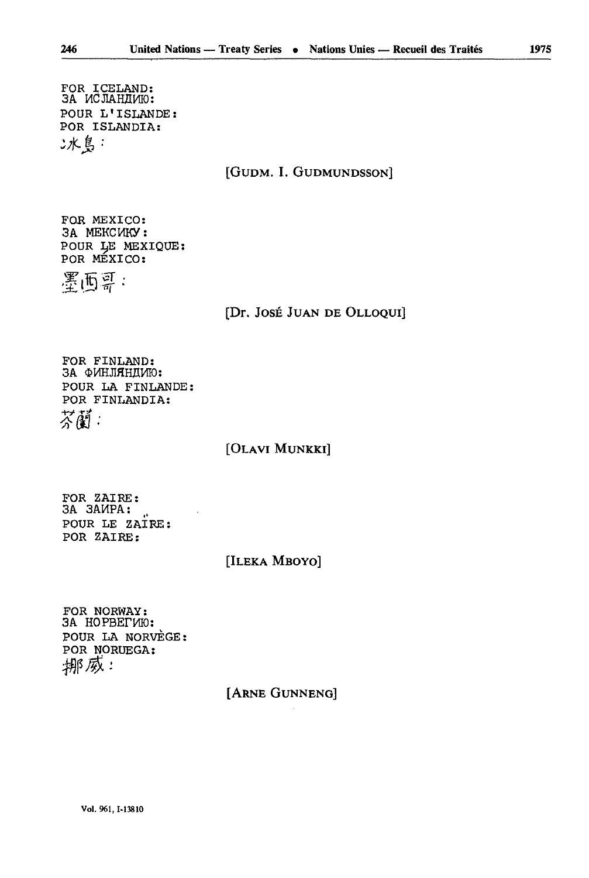FOR ICELAND:
ЗА ИСЛАНДИЮ:
POUR L'ISLANDE:
POR ISLANDIA:
冰島：

[GUDM. I. GUDMUNDSSON]

FOR MEXICO:
ЗА МЕКСИКУ:
POUR LE MEXIQUE:
POR MÉXICO:
墨西哥：

[Dr. JOSÉ JUAN DE OLLOQUI]

FOR FINLAND:
ЗА ФИНЛЯНДИЮ:
POUR LA FINLANDE:
POR FINLANDIA:
芬蘭：

[OLAVI MUNKKI]

FOR ZAIRE:
ЗА ЗАИРА:
POUR LE ZAÏRE:
POR ZAIRE:

[ILEKA MBOYO]

FOR NORWAY:
ЗА НОРВЕГИЮ:
POUR LA NORVÈGE:
POR NORUEGA:
挪威：

[ARNE GUNNENG]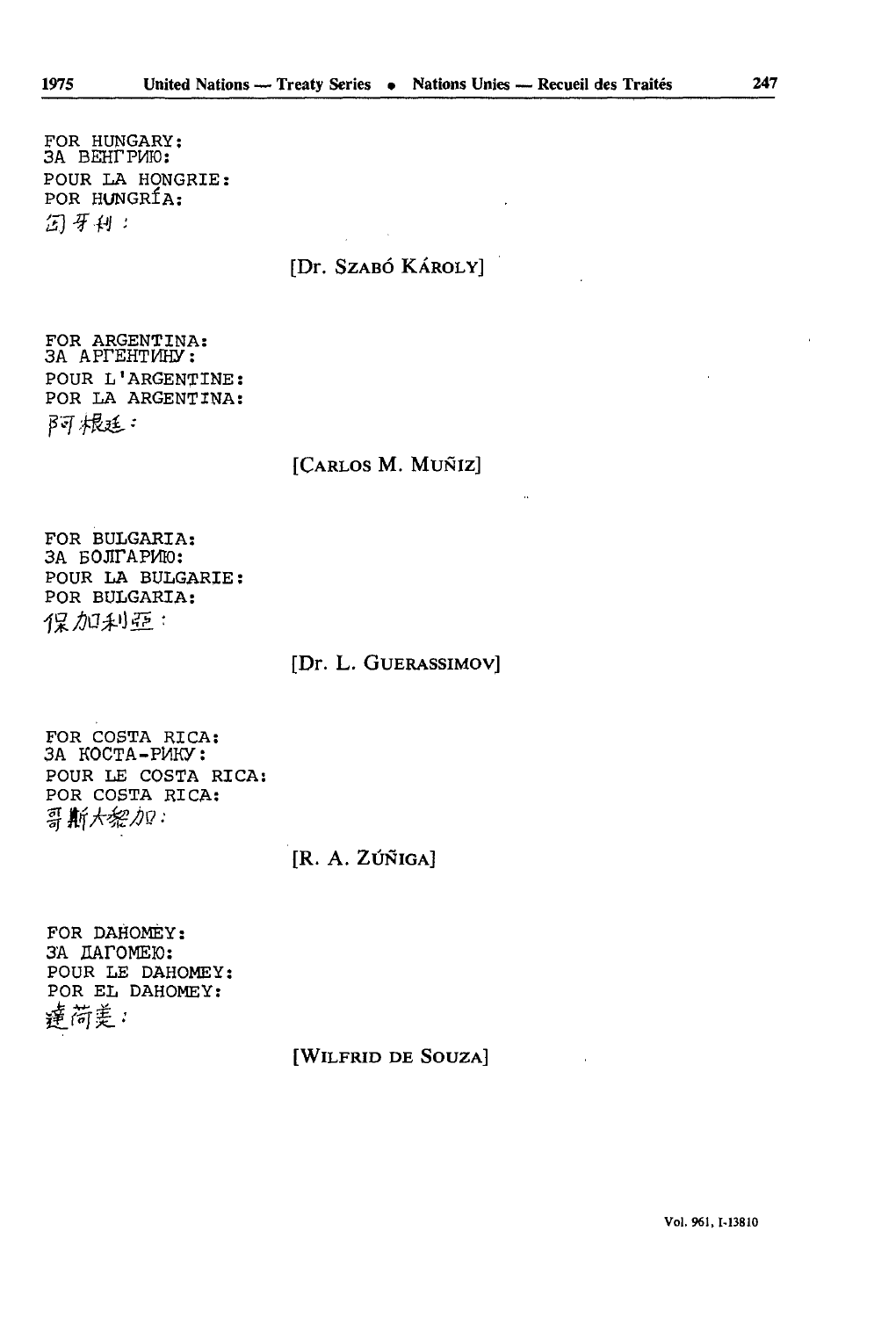FOR HUNGARY:
ЗА ВЕНГРИЮ:
POUR LA HONGRIE:
POR HUNGRÍA:
匈牙利：

[Dr. SZABÓ KÁROLY]

FOR ARGENTINA:
ЗА АРГЕНТИНУ:
POUR L'ARGENTINE:
POR LA ARGENTINA:
阿根廷：

[CARLOS M. MUÑIZ]

FOR BULGARIA:
ЗА БОЛГАРИЮ:
POUR LA BULGARIE:
POR BULGARIA:
保加利亞：

[Dr. L. GUERASSIMOV]

FOR COSTA RICA:
ЗА КОСТА-РИКУ:
POUR LE COSTA RICA:
POR COSTA RICA:
哥斯大黎加：

[R. A. ZÚÑIGA]

FOR DAHOMEY:
ЗА ДАГОМЕЮ:
POUR LE DAHOMEY:
POR EL DAHOMEY:
達荷美：

[WILFRID DE SOUZA]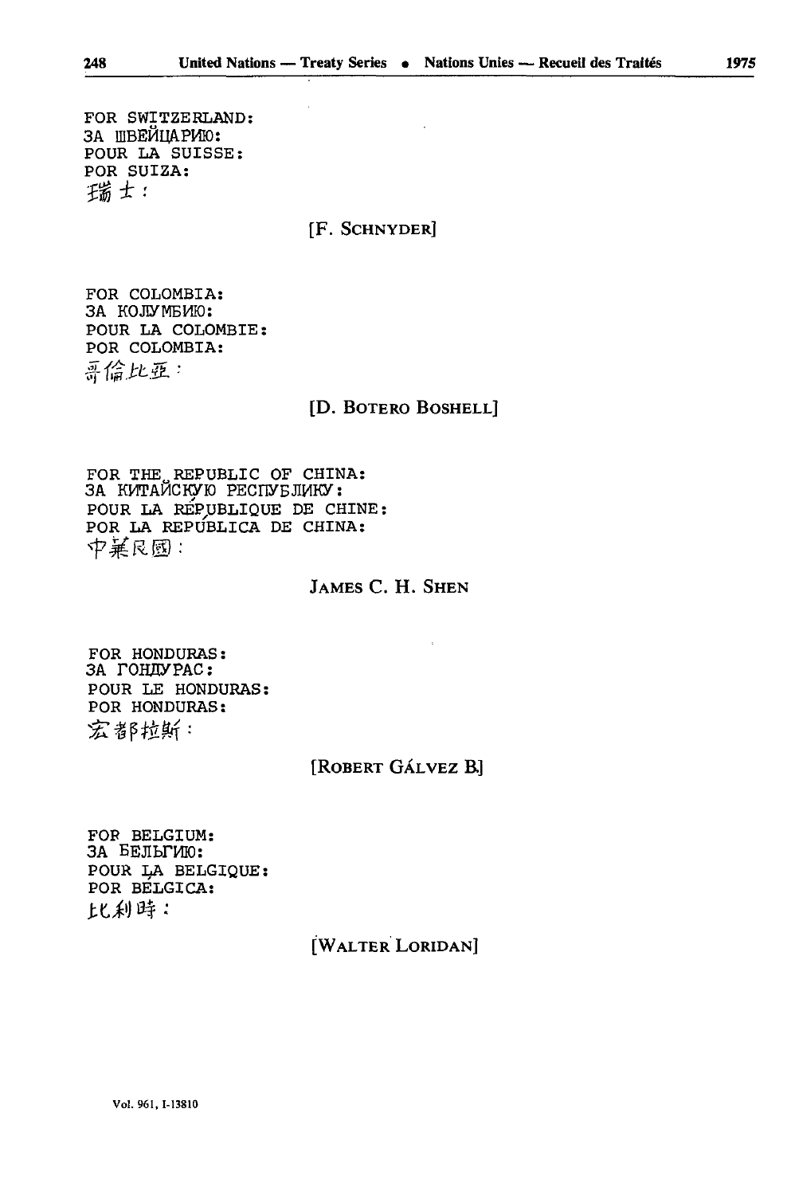FOR SWITZERLAND:
ЗА ШВЕЙЦАРИЮ:
POUR LA SUISSE:
POR SUIZA:
瑞士：

[F. SCHNYDER]

FOR COLOMBIA:
ЗА КОЛУМБИЮ:
POUR LA COLOMBIE:
POR COLOMBIA:
哥倫比亞：

[D. BOTERO BOSHELL]

FOR THE REPUBLIC OF CHINA:
ЗА КИТАЙСКУЮ РЕСПУБЛИКУ:
POUR LA RÉPUBLIQUE DE CHINE:
POR LA REPÚBLICA DE CHINA:
中華民國：

JAMES C. H. SHEN

FOR HONDURAS:
ЗА ГОНДУРАС:
POUR LE HONDURAS:
POR HONDURAS:
宏都拉斯：

[ROBERT GÁLVEZ B.]

FOR BELGIUM:
ЗА БЕЛЬГИЮ:
POUR LA BELGIQUE:
POR BÉLGICA:
比利時：

[WALTER LORIDAN]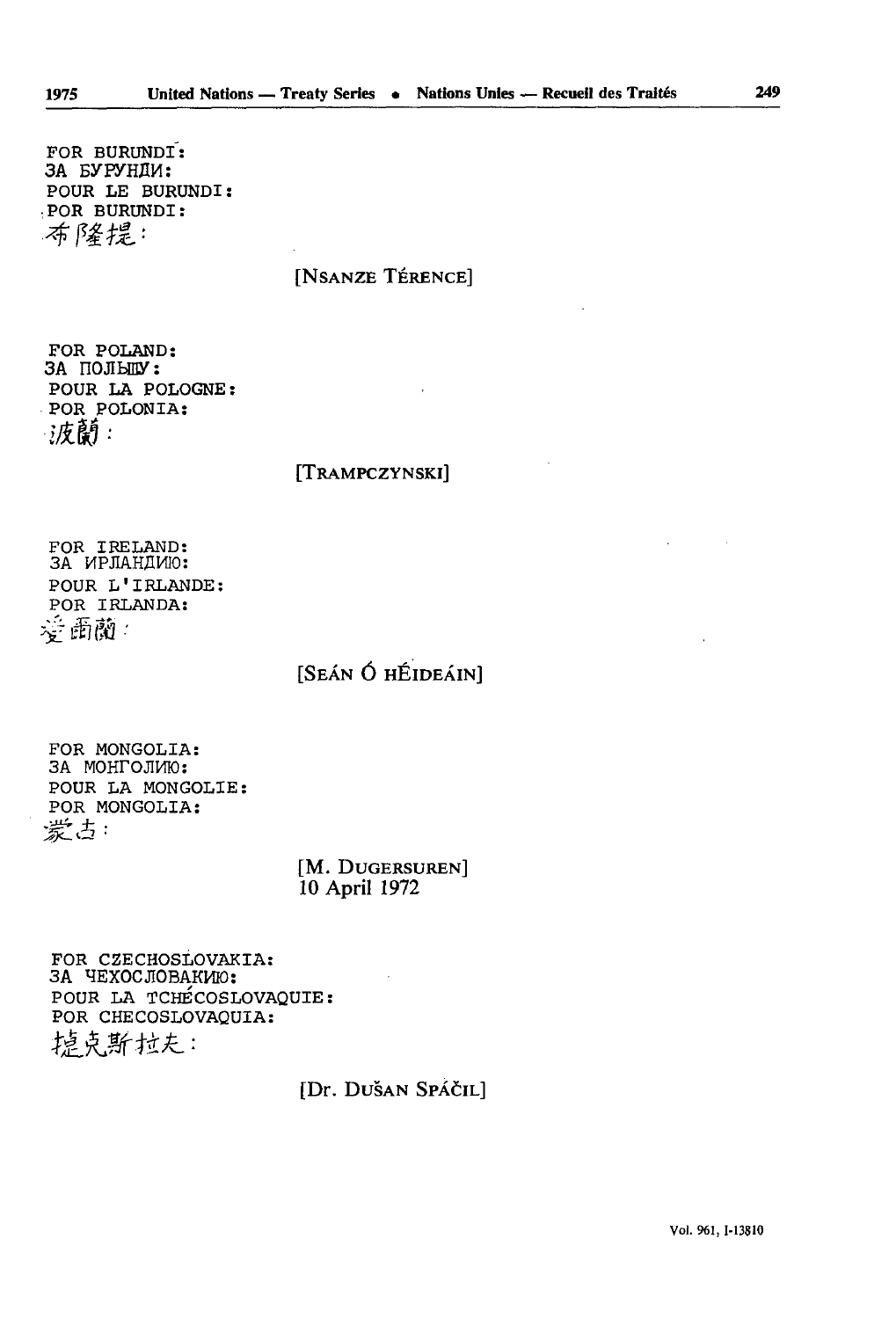FOR BURUNDI:
ЗА БУРУНДИ:
POUR LE BURUNDI:
POR BURUNDI:
布隆提：

[NSANZE TÉRENCE]

FOR POLAND:
ЗА ПОЛЬШУ:
POUR LA POLOGNE:
POR POLONIA:
波蘭：

[TRAMPCZYNSKI]

FOR IRELAND:
ЗА ИРЛАНДИЮ:
POUR L'IRLANDE:
POR IRLANDA:
愛爾蘭：

[SEÁN Ó HÉIDEÁIN]

FOR MONGOLIA:
ЗА МОНГОЛИЮ:
POUR LA MONGOLIE:
POR MONGOLIA:
蒙古：

[M. DUGERSUREN]
10 April 1972

FOR CZECHOSLOVAKIA:
ЗА ЧЕХОСЛОВАКИЮ:
POUR LA TCHÉCOSLOVAQUIE:
POR CHECOSLOVAQUIA:
捷克斯拉夫：

[Dr. DUŠAN SPÁČIL]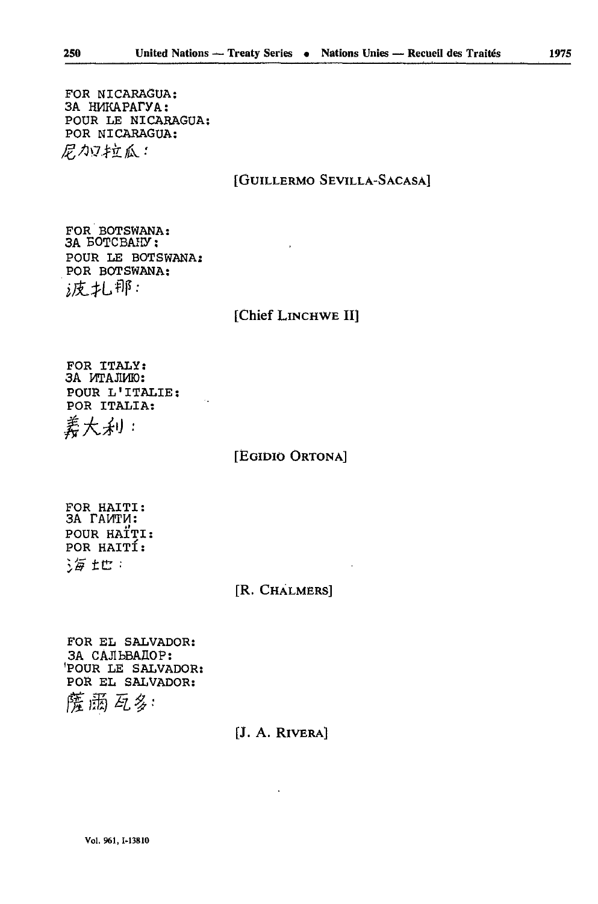FOR NICARAGUA:
ЗА НИКАРАГУА:
POUR LE NICARAGUA:
POR NICARAGUA:
尼加拉瓜：

[GUILLERMO SEVILLA-SACASA]

FOR BOTSWANA:
ЗА БОТСВАНУ:
POUR LE BOTSWANA:
POR BOTSWANA:
波札那：

[Chief LINCHWE II]

FOR ITALY:
ЗА ИТАЛИЮ:
POUR L'ITALIE:
POR ITALIA:
義大利：

[EGIDIO ORTONA]

FOR HAITI:
ЗА ГАИТИ:
POUR HAÏTI:
POR HAITÍ:
海地：

[R. CHALMERS]

FOR EL SALVADOR:
ЗА САЛЬВАДОР:
POUR LE SALVADOR:
POR EL SALVADOR:
薩爾瓦多：

[J. A. RIVERA]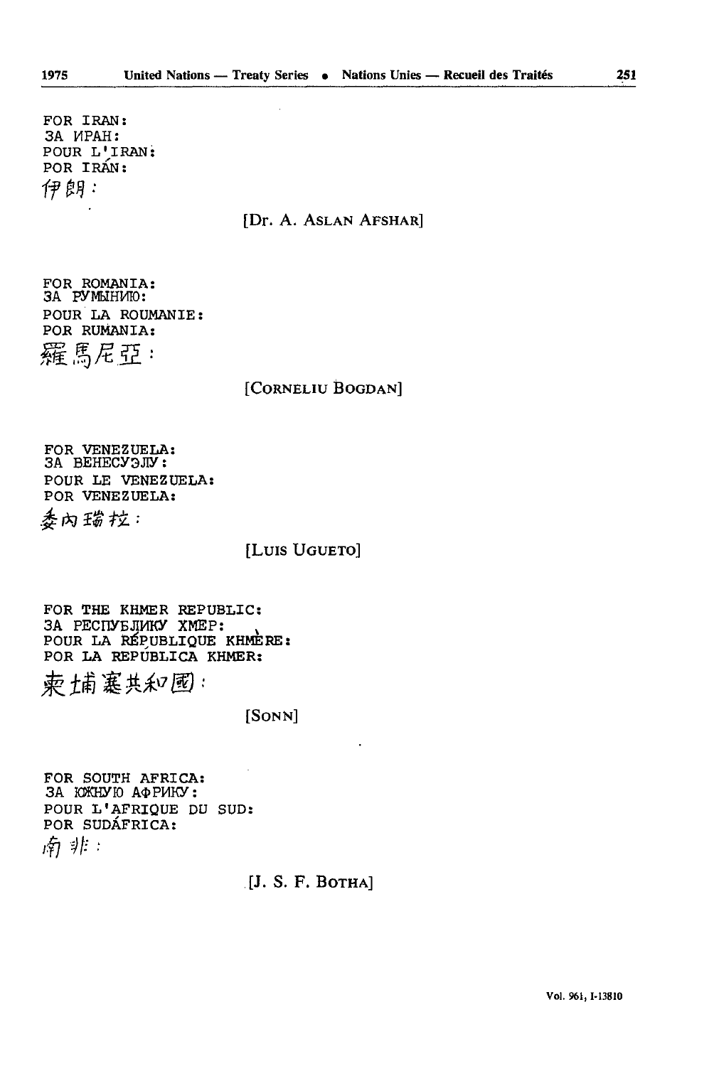FOR IRAN:
ЗА ИРАН:
POUR L'IRAN:
POR IRÁN:
伊朗:

[Dr. A. ASLAN AFSHAR]

FOR ROMANIA:
ЗА РУМЫНИЮ:
POUR LA ROUMANIE:
POR RUMANIA:
羅馬尼亞:

[CORNELIU BOGDAN]

FOR VENEZUELA:
ЗА ВЕНЕСУЭЛУ:
POUR LE VENEZUELA:
POR VENEZUELA:
委内瑞拉:

[LUIS UGUETO]

FOR THE KHMER REPUBLIC:
ЗА РЕСПУБЛИКУ КХМЕР:
POUR LA RÉPUBLIQUE KHMÈRE:
POR LA REPÚBLICA KHMER:
柬埔寨共和國:

[SONN]

FOR SOUTH AFRICA:
ЗА ЮЖНУЮ АФРИКУ:
POUR L'AFRIQUE DU SUD:
POR SUDÁFRICA:
南非:

[J. S. F. BOTHA]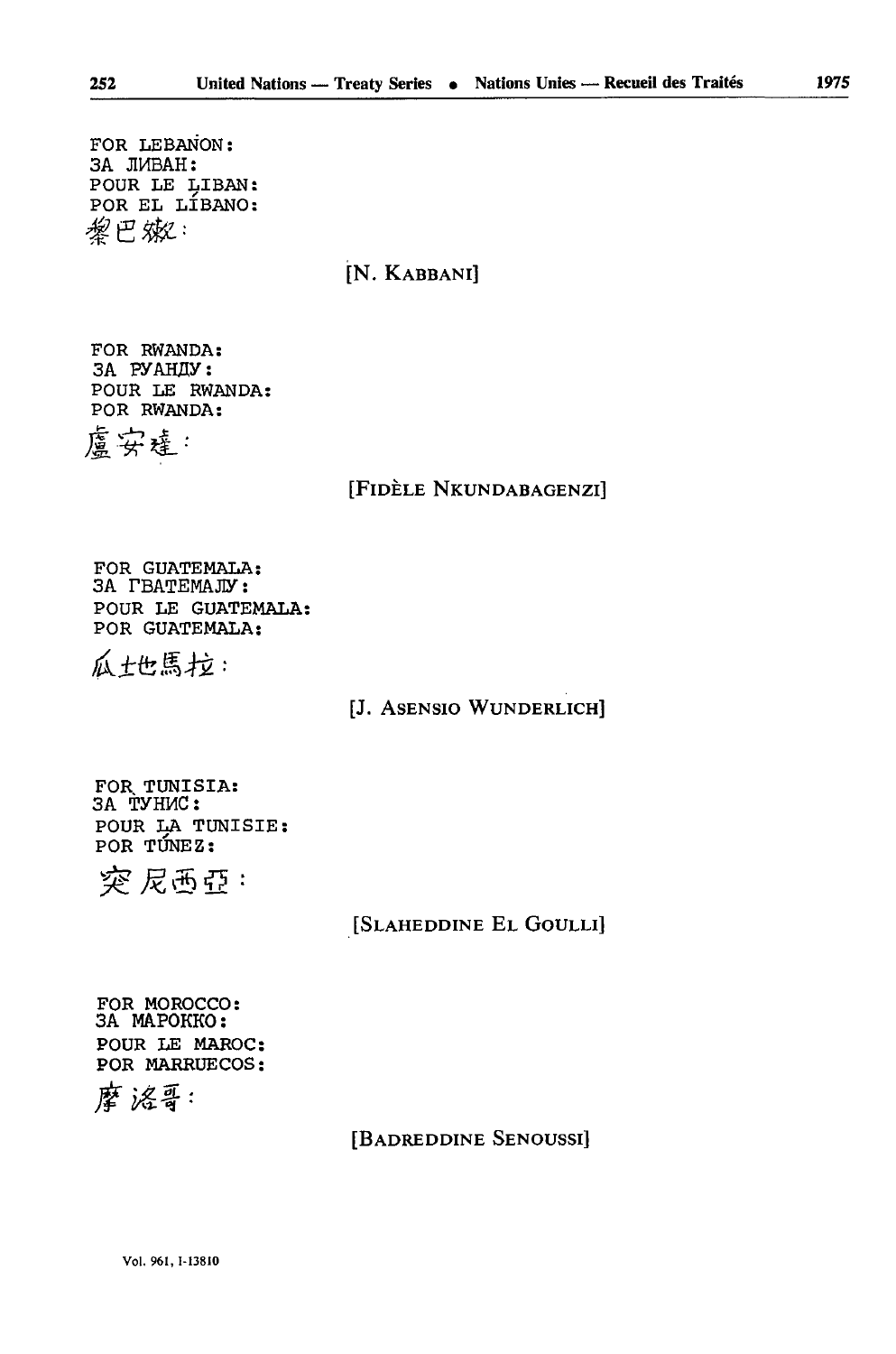FOR LEBANON:
ЗА ЛИВАН:
POUR LE LIBAN:
POR EL LÍBANO:
黎巴嫩：

[N. KABBANI]

FOR RWANDA:
ЗА РУАНДУ:
POUR LE RWANDA:
POR RWANDA:
盧安達：

[FIDÈLE NKUNDABAGENZI]

FOR GUATEMALA:
ЗА ГВАТЕМАЛУ:
POUR LE GUATEMALA:
POR GUATEMALA:
瓜地馬拉：

[J. ASENSIO WUNDERLICH]

FOR TUNISIA:
ЗА ТУНИС:
POUR LA TUNISIE:
POR TÚNEZ:
突尼西亞：

[SLAHEDDINE EL GOULLI]

FOR MOROCCO:
ЗА МАРОККО:
POUR LE MAROC:
POR MARRUECOS:
摩洛哥：

[BADREDDINE SENOUSSI]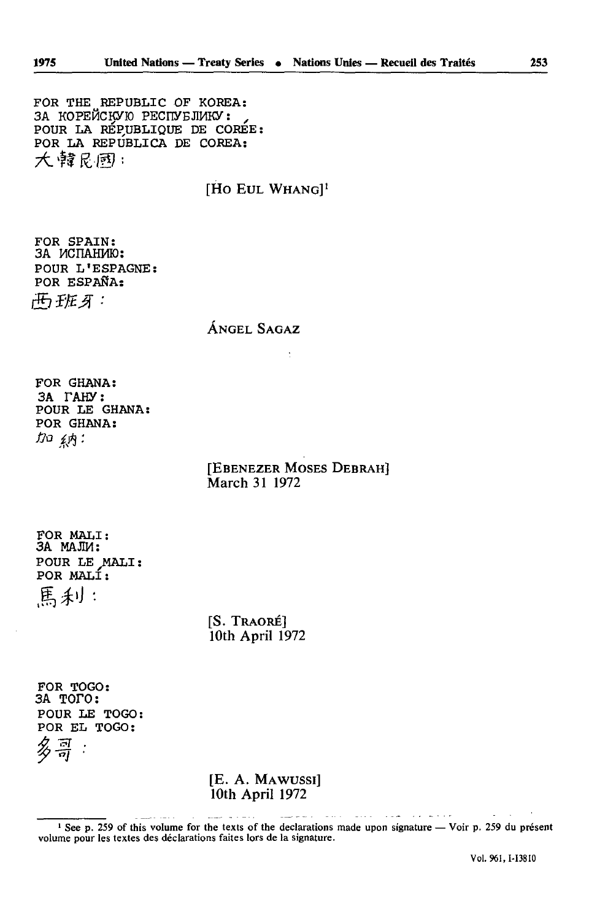FOR THE REPUBLIC OF KOREA:
ЗА КОРЕЙСКУЮ РЕСПУБЛИКУ:
POUR LA RÉPUBLIQUE DE CORÉE:
POR LA REPÚBLICA DE COREA:
大韓民國:

[HO EUL WHANG][1]

FOR SPAIN:
ЗА ИСПАНИЮ:
POUR L'ESPAGNE:
POR ESPAÑA:
西班牙:

ÁNGEL SAGAZ

FOR GHANA:
ЗА ГАНУ:
POUR LE GHANA:
POR GHANA:
加納:

[EBENEZER MOSES DEBRAH]
March 31 1972

FOR MALI:
ЗА МАЛИ:
POUR LE MALI:
POR MALÍ:
馬利:

[S. TRAORÉ]
10th April 1972

FOR TOGO:
ЗА ТОГО:
POUR LE TOGO:
POR EL TOGO:
多哥:

[E. A. MAWUSSI]
10th April 1972

---

[1] See p. 259 of this volume for the texts of the declarations made upon signature — Voir p. 259 du présent volume pour les textes des déclarations faites lors de la signature.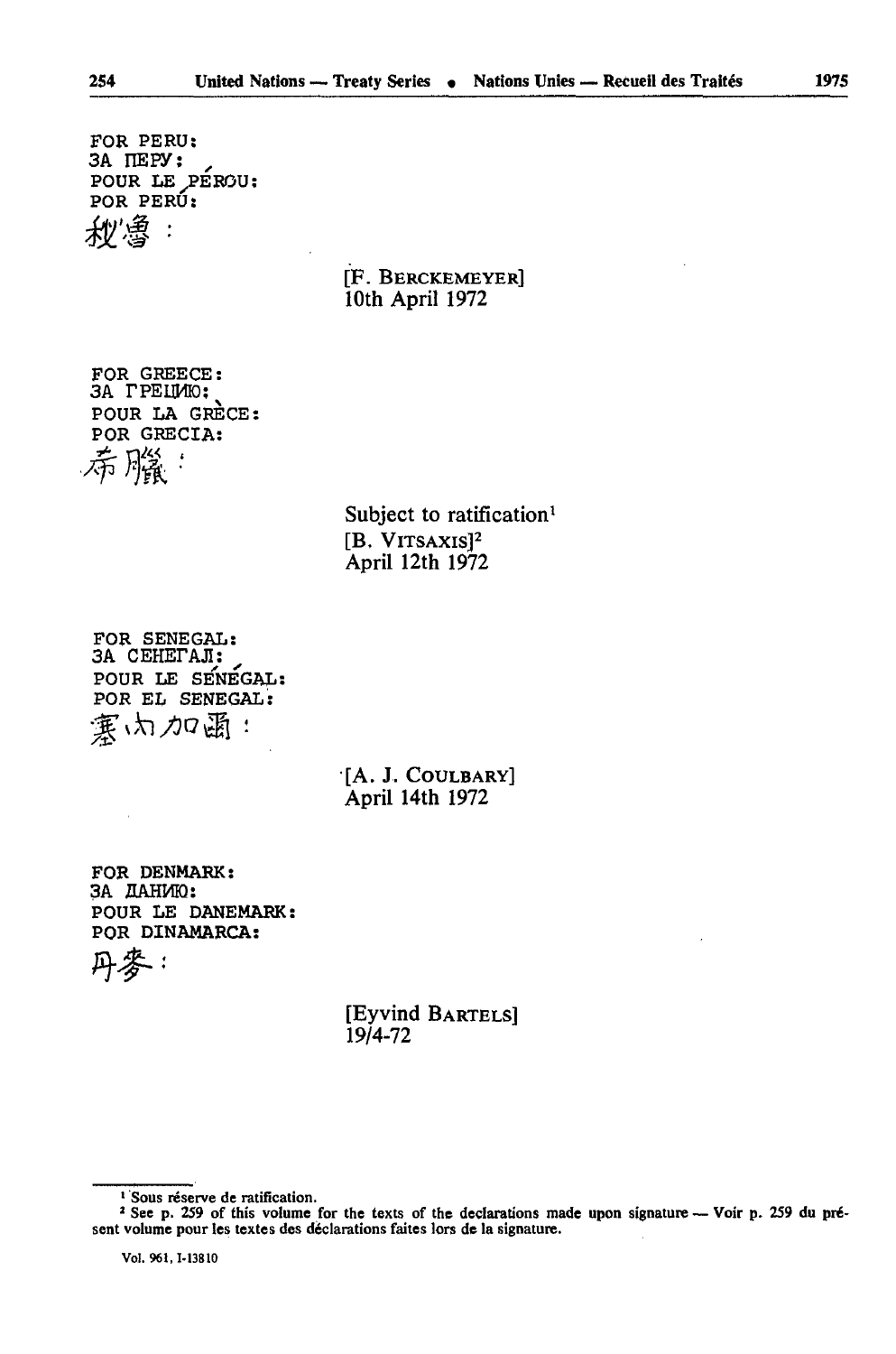FOR PERU:
ЗА ПЕРУ:
POUR LE PÉROU:
POR PERÚ:
秘鲁：

[F. BERCKEMEYER]
10th April 1972

FOR GREECE:
ЗА ГРЕЦИЮ:
POUR LA GRÈCE:
POR GRECIA:
希腊：

Subject to ratification[1]
[B. VITSAXIS][2]
April 12th 1972

FOR SENEGAL:
ЗА СЕНЕГАЛ:
POUR LE SÉNÉGAL:
POR EL SENEGAL:
塞内加尔：

[A. J. COULBARY]
April 14th 1972

FOR DENMARK:
ЗА ДАНИЮ:
POUR LE DANEMARK:
POR DINAMARCA:
丹麦：

[Eyvind BARTELS]
19/4-72

---

[1] Sous réserve de ratification.

[2] See p. 259 of this volume for the texts of the declarations made upon signature — Voir p. 259 du présent volume pour les textes des déclarations faites lors de la signature.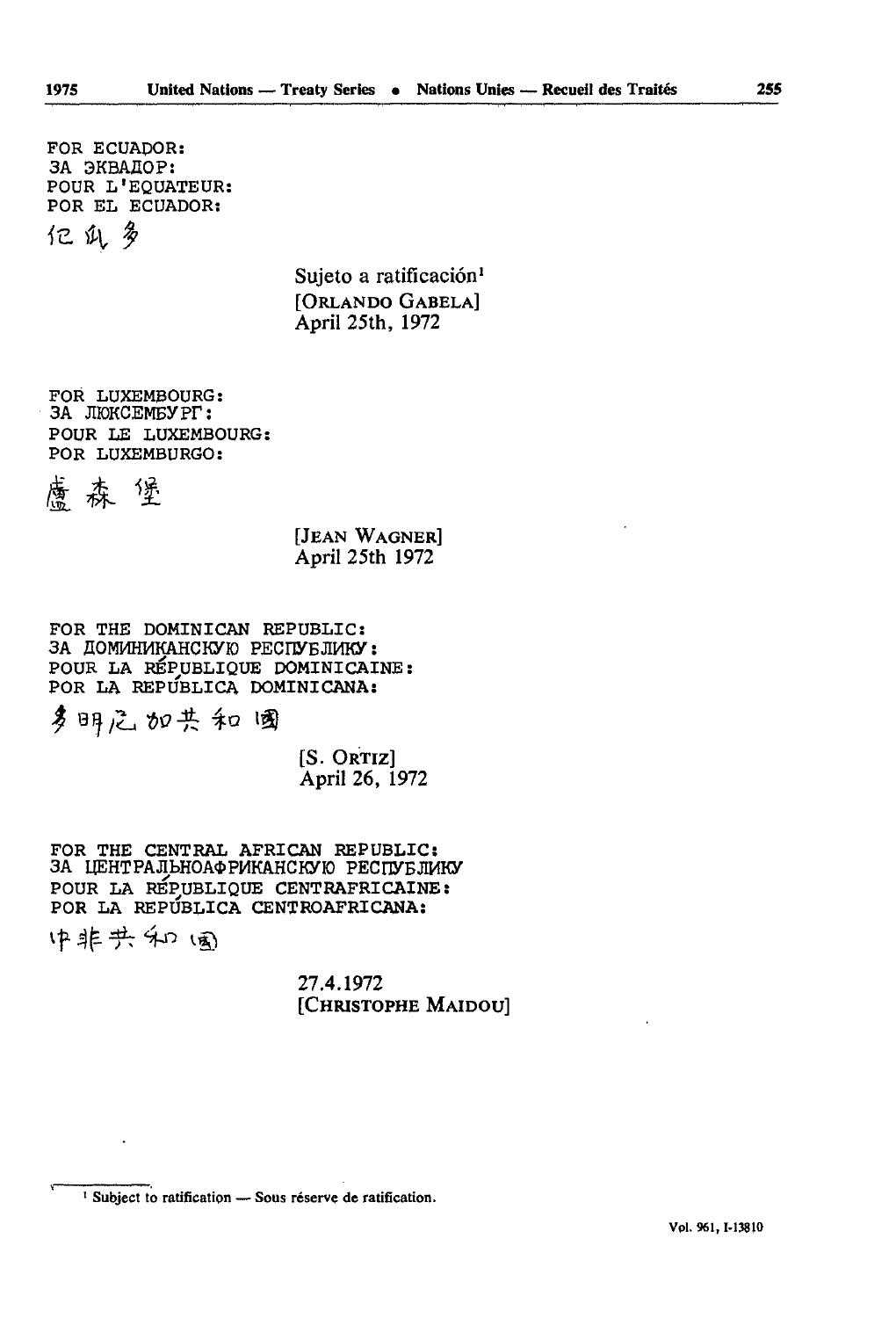FOR ECUADOR:
ЗА ЭКВАДОР:
POUR L'EQUATEUR:
POR EL ECUADOR:

厄瓜多

Sujeto a ratificación[1]
[ORLANDO GABELA]
April 25th, 1972

FOR LUXEMBOURG:
ЗА ЛЮКСЕМБУРГ:
POUR LE LUXEMBOURG:
POR LUXEMBURGO:

盧森堡

[JEAN WAGNER]
April 25th 1972

FOR THE DOMINICAN REPUBLIC:
ЗА ДОМИНИКАНСКУЮ РЕСПУБЛИКУ:
POUR LA RÉPUBLIQUE DOMINICAINE:
POR LA REPÚBLICA DOMINICANA:

多明尼加共和國

[S. ORTIZ]
April 26, 1972

FOR THE CENTRAL AFRICAN REPUBLIC:
ЗА ЦЕНТРАЛЬНОАФРИКАНСКУЮ РЕСПУБЛИКУ
POUR LA RÉPUBLIQUE CENTRAFRICAINE:
POR LA REPÚBLICA CENTROAFRICANA:

中非共和國

27.4.1972
[CHRISTOPHE MAIDOU]

[1] Subject to ratification — Sous réserve de ratification.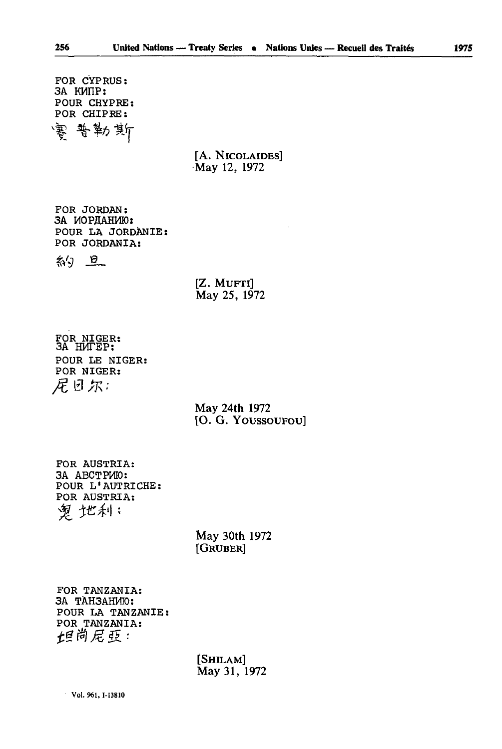FOR CYPRUS:
ЗА КИПР:
POUR CHYPRE:
POR CHIPRE:
塞普勒斯

[A. NICOLAIDES]
May 12, 1972

FOR JORDAN:
ЗА ИОРДАНИЮ:
POUR LA JORDANIE:
POR JORDANIA:
約旦

[Z. MUFTI]
May 25, 1972

FOR NIGER:
ЗА НИГЕР:
POUR LE NIGER:
POR NIGER:
尼日尔:

May 24th 1972
[O. G. YOUSSOUFOU]

FOR AUSTRIA:
ЗА АВСТРИЮ:
POUR L'AUTRICHE:
POR AUSTRIA:
奥地利:

May 30th 1972
[GRUBER]

FOR TANZANIA:
ЗА ТАНЗАНИЮ:
POUR LA TANZANIE:
POR TANZANIA:
坦尚尼亞:

[SHILAM]
May 31, 1972

Vol. 961, I-13810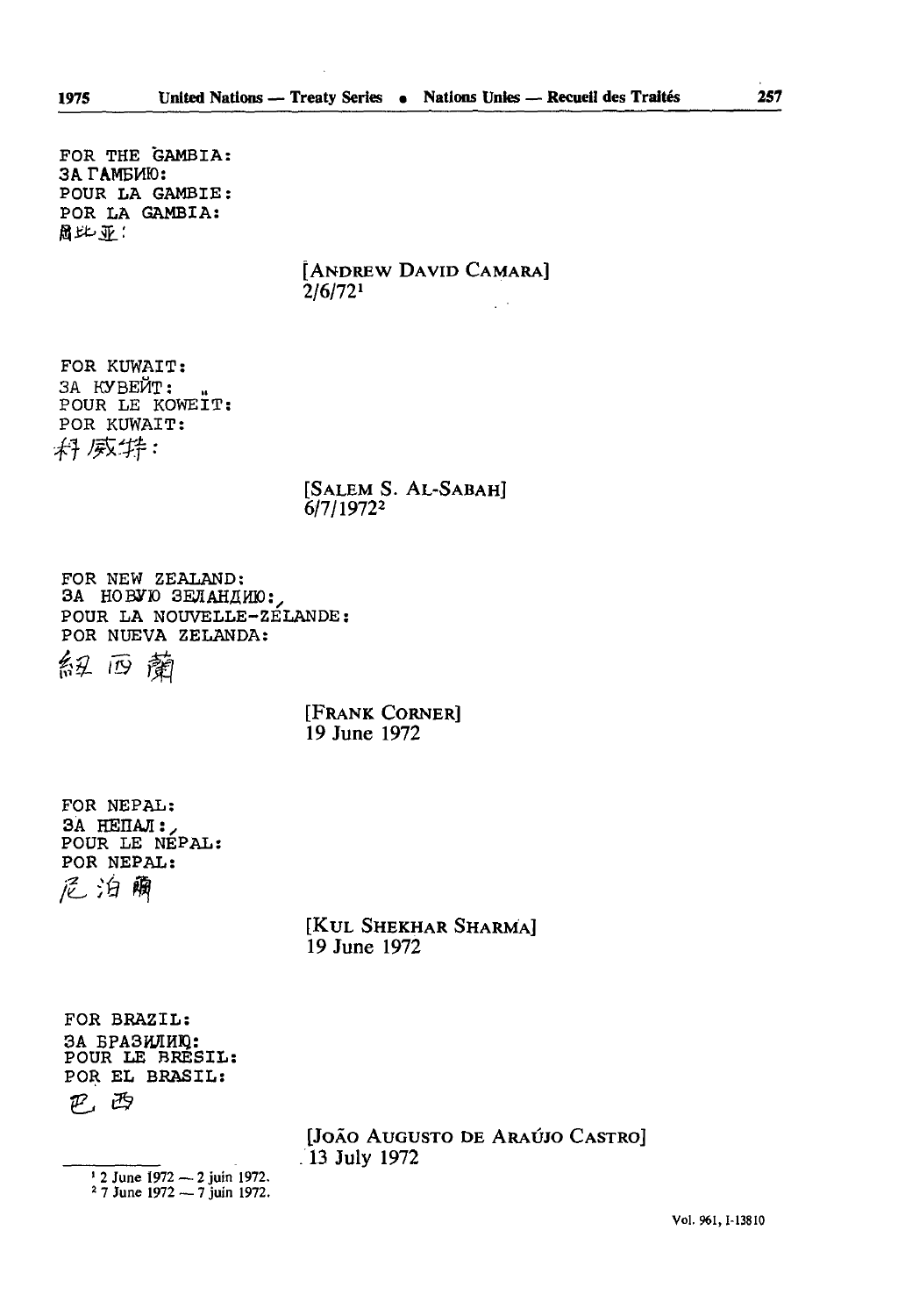FOR THE GAMBIA:
ЗА ГАМБИЮ:
POUR LA GAMBIE:
POR LA GAMBIA:
冈比亚：

[ANDREW DAVID CAMARA]
2/6/72[1]

FOR KUWAIT:
ЗА КУВЕЙТ:
POUR LE KOWEÏT:
POR KUWAIT:
科威特：

[SALEM S. AL-SABAH]
6/7/1972[2]

FOR NEW ZEALAND:
ЗА НОВУЮ ЗЕЛАНДИЮ:
POUR LA NOUVELLE-ZÉLANDE:
POR NUEVA ZELANDA:
紐西蘭

[FRANK CORNER]
19 June 1972

FOR NEPAL:
ЗА НЕПАЛ:
POUR LE NÉPAL:
POR NEPAL:
尼泊爾

[KUL SHEKHAR SHARMA]
19 June 1972

FOR BRAZIL:
ЗА БРАЗИЛИЮ:
POUR LE BRÉSIL:
POR EL BRASIL:
巴西

[JOÃO AUGUSTO DE ARAÚJO CASTRO]
13 July 1972

[1] 2 June 1972 — 2 juin 1972.
[2] 7 June 1972 — 7 juin 1972.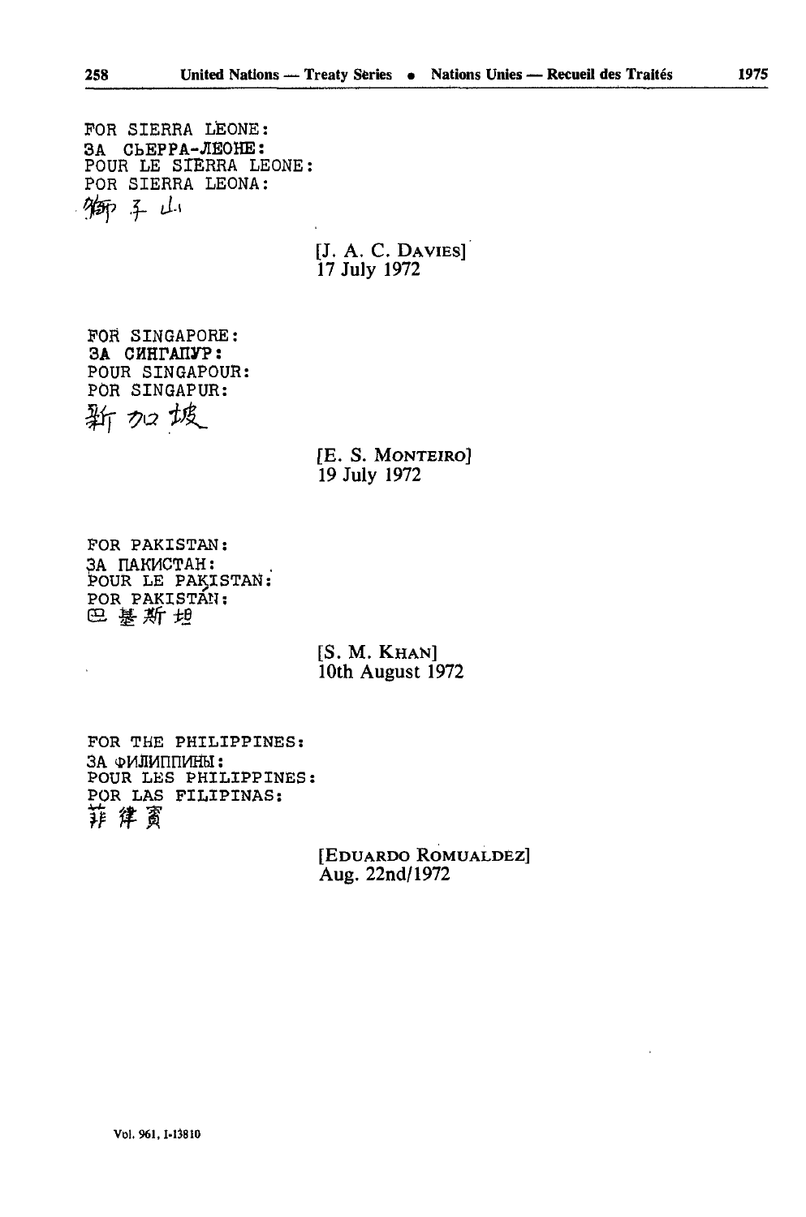FOR SIERRA LEONE:
ЗА СЬЕРРА-ЛЕОНЕ:
POUR LE SIERRA LEONE:
POR SIERRA LEONA:
獅子山

[J. A. C. DAVIES]
17 July 1972

FOR SINGAPORE:
ЗА СИНГАПУР:
POUR SINGAPOUR:
POR SINGAPUR:
新加坡

[E. S. MONTEIRO]
19 July 1972

FOR PAKISTAN:
ЗА ПАКИСТАН:
POUR LE PAKISTAN:
POR PAKISTÁN:
巴基斯坦

[S. M. KHAN]
10th August 1972

FOR THE PHILIPPINES:
ЗА ФИЛИППИНЫ:
POUR LES PHILIPPINES:
POR LAS FILIPINAS:
菲律賓

[EDUARDO ROMUALDEZ]
Aug. 22nd/1972

Vol. 961, I-13810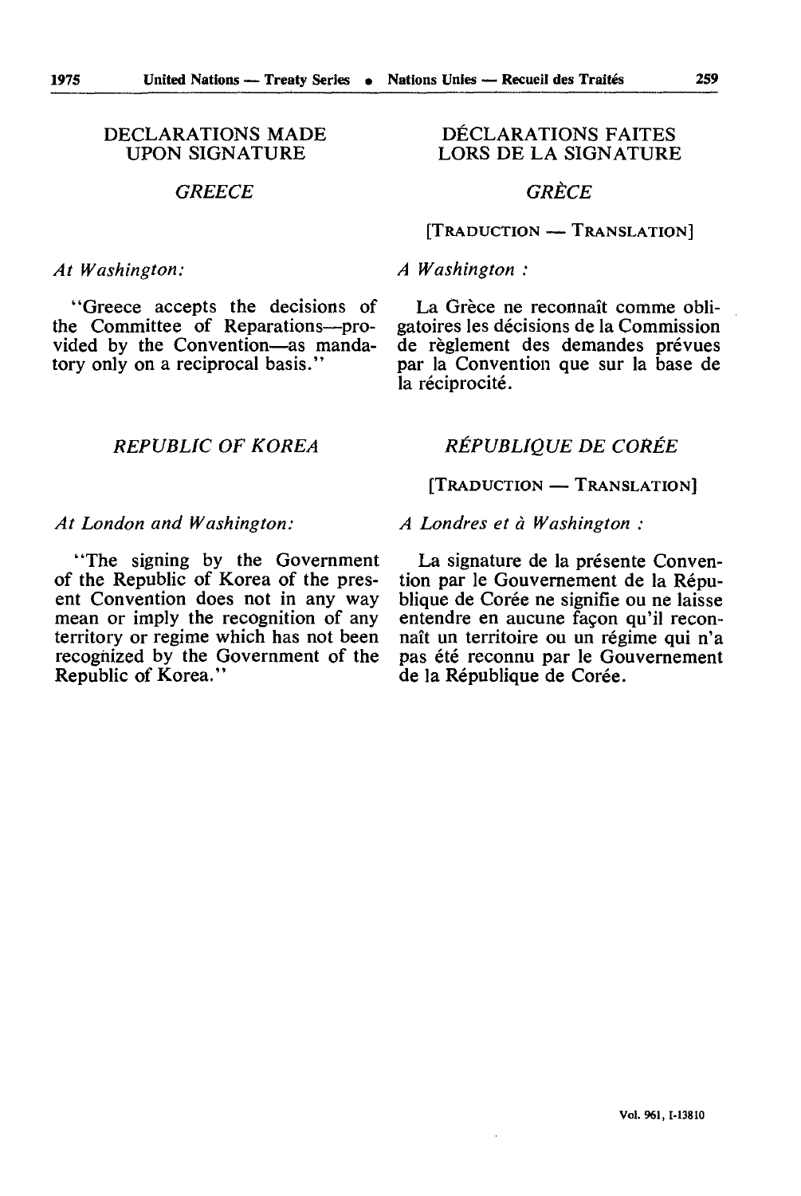## DECLARATIONS MADE UPON SIGNATURE

### *GREECE*

*At Washington:*

"Greece accepts the decisions of the Committee of Reparations—provided by the Convention—as mandatory only on a reciprocal basis."

### *REPUBLIC OF KOREA*

*At London and Washington:*

"The signing by the Government of the Republic of Korea of the present Convention does not in any way mean or imply the recognition of any territory or regime which has not been recognized by the Government of the Republic of Korea."

## DÉCLARATIONS FAITES LORS DE LA SIGNATURE

### *GRÈCE*

[TRADUCTION — TRANSLATION]

*A Washington :*

La Grèce ne reconnaît comme obligatoires les décisions de la Commission de règlement des demandes prévues par la Convention que sur la base de la réciprocité.

### *RÉPUBLIQUE DE CORÉE*

[TRADUCTION — TRANSLATION]

*A Londres et à Washington :*

La signature de la présente Convention par le Gouvernement de la République de Corée ne signifie ou ne laisse entendre en aucune façon qu'il reconnaît un territoire ou un régime qui n'a pas été reconnu par le Gouvernement de la République de Corée.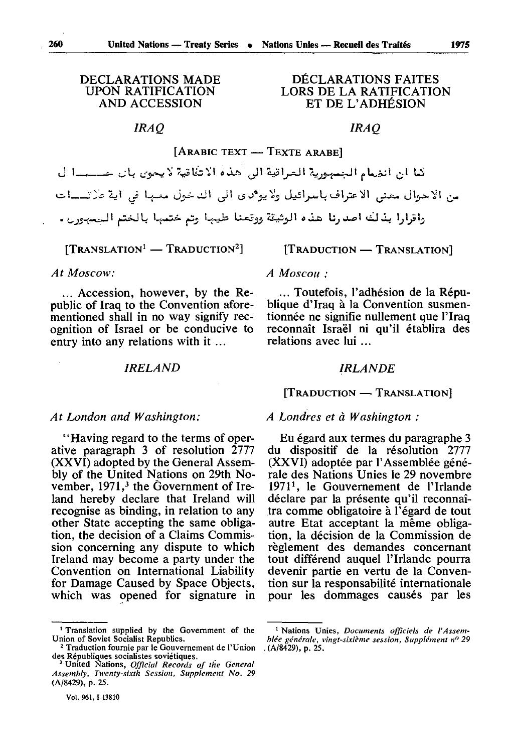## DECLARATIONS MADE UPON RATIFICATION AND ACCESSION

### *IRAQ*

[ARABIC TEXT — TEXTE ARABE]

كما ان انضمام الجمهورية العراقية الى هذه الاتفاقية لا يعني بأي حـــال من الاحوال معنى الاعتراف باسرائيل ولا يؤدي الى الدخول معها في اية علاقـــات

واقرارا بذلك اصدرنا هذه الوثيقة ووقعنا عليها وتم ختمها بالختم الجمهوري .

[TRANSLATION[1] — TRADUCTION[2]]

*At Moscow:*

... Accession, however, by the Republic of Iraq to the Convention aforementioned shall in no way signify recognition of Israel or be conducive to entry into any relations with it ...

### *IRELAND*

*At London and Washington:*

"Having regard to the terms of operative paragraph 3 of resolution 2777 (XXVI) adopted by the General Assembly of the United Nations on 29th November, 1971,[3] the Government of Ireland hereby declare that Ireland will recognise as binding, in relation to any other State accepting the same obligation, the decision of a Claims Commission concerning any dispute to which Ireland may become a party under the Convention on International Liability for Damage Caused by Space Objects, which was opened for signature in

[1] Translation supplied by the Government of the Union of Soviet Socialist Republics.

[2] Traduction fournie par le Gouvernement de l'Union des Républiques socialistes soviétiques.

[3] United Nations, *Official Records of the General Assembly, Twenty-sixth Session, Supplement No. 29* (A/8429), p. 25.

## DÉCLARATIONS FAITES LORS DE LA RATIFICATION ET DE L'ADHÉSION

### *IRAQ*

[TRADUCTION — TRANSLATION]

*A Moscou :*

... Toutefois, l'adhésion de la République d'Iraq à la Convention susmentionnée ne signifie nullement que l'Iraq reconnaît Israël ni qu'il établira des relations avec lui ...

### *IRLANDE*

[TRADUCTION — TRANSLATION]

*A Londres et à Washington :*

Eu égard aux termes du paragraphe 3 du dispositif de la résolution 2777 (XXVI) adoptée par l'Assemblée générale des Nations Unies le 29 novembre 1971[1], le Gouvernement de l'Irlande déclare par la présente qu'il reconnaîtra comme obligatoire à l'égard de tout autre Etat acceptant la même obligation, la décision de la Commission de règlement des demandes concernant tout différend auquel l'Irlande pourra devenir partie en vertu de la Convention sur la responsabilité internationale pour les dommages causés par les

[1] Nations Unies, *Documents officiels de l'Assemblée générale, vingt-sixième session, Supplément n° 29* (A/8429), p. 25.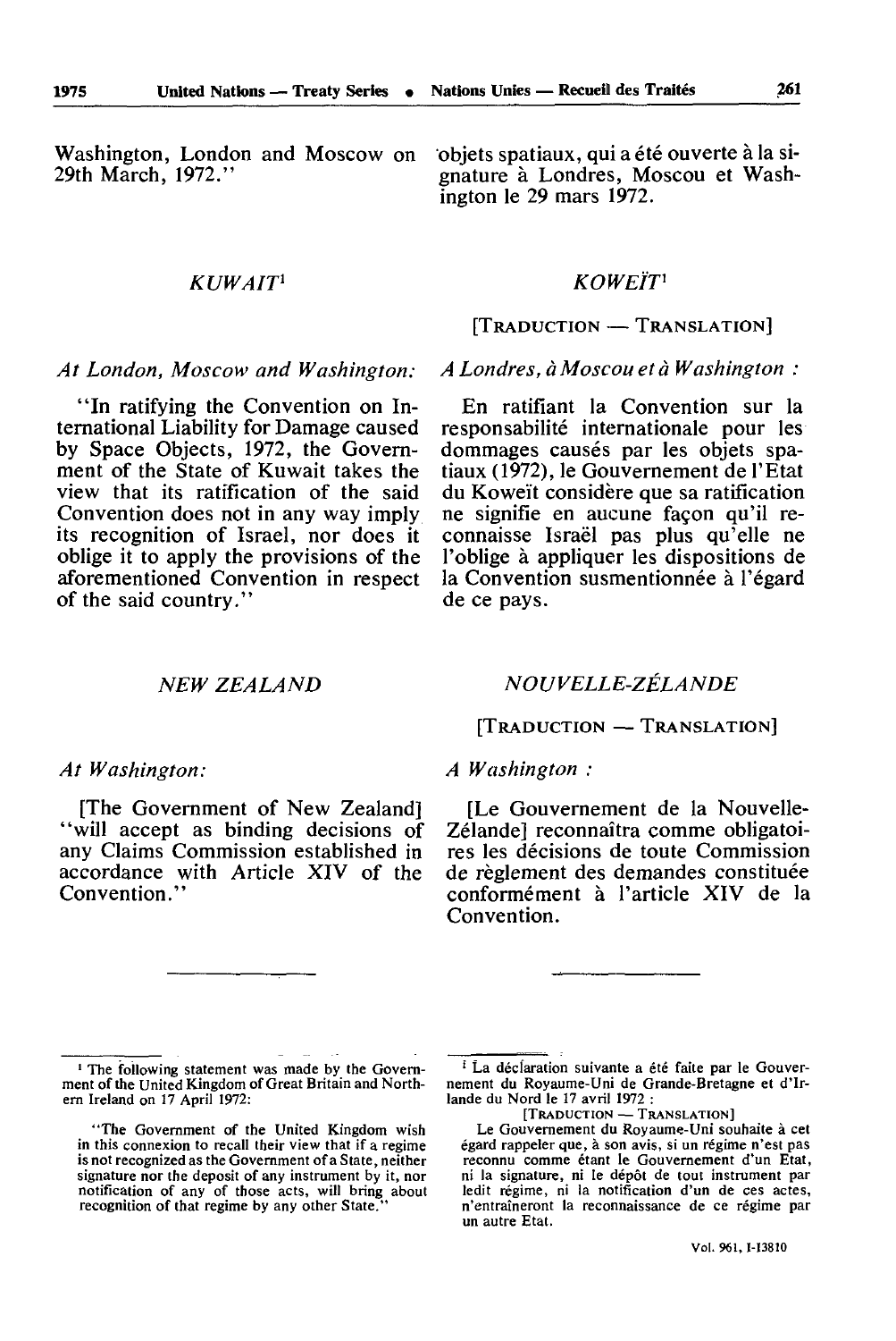Washington, London and Moscow on 29th March, 1972."

objets spatiaux, qui a été ouverte à la signature à Londres, Moscou et Washington le 29 mars 1972.

## *KUWAIT*[1]

*At London, Moscow and Washington:*

"In ratifying the Convention on International Liability for Damage caused by Space Objects, 1972, the Government of the State of Kuwait takes the view that its ratification of the said Convention does not in any way imply its recognition of Israel, nor does it oblige it to apply the provisions of the aforementioned Convention in respect of the said country."

## *KOWEÏT*[1]

[TRADUCTION — TRANSLATION]

*A Londres, à Moscou et à Washington :*

En ratifiant la Convention sur la responsabilité internationale pour les dommages causés par les objets spatiaux (1972), le Gouvernement de l'Etat du Koweït considère que sa ratification ne signifie en aucune façon qu'il reconnaisse Israël pas plus qu'elle ne l'oblige à appliquer les dispositions de la Convention susmentionnée à l'égard de ce pays.

## *NEW ZEALAND*

*At Washington:*

[The Government of New Zealand] "will accept as binding decisions of any Claims Commission established in accordance with Article XIV of the Convention."

## *NOUVELLE-ZÉLANDE*

[TRADUCTION — TRANSLATION]

*A Washington :*

[Le Gouvernement de la Nouvelle-Zélande] reconnaîtra comme obligatoires les décisions de toute Commission de règlement des demandes constituée conformément à l'article XIV de la Convention.

---

[1] The following statement was made by the Government of the United Kingdom of Great Britain and Northern Ireland on 17 April 1972:

"The Government of the United Kingdom wish in this connexion to recall their view that if a regime is not recognized as the Government of a State, neither signature nor the deposit of any instrument by it, nor notification of any of those acts, will bring about recognition of that regime by any other State."

[1] La déclaration suivante a été faite par le Gouvernement du Royaume-Uni de Grande-Bretagne et d'Irlande du Nord le 17 avril 1972 :

[TRADUCTION — TRANSLATION]

Le Gouvernement du Royaume-Uni souhaite à cet égard rappeler que, à son avis, si un régime n'est pas reconnu comme étant le Gouvernement d'un Etat, ni la signature, ni le dépôt de tout instrument par ledit régime, ni la notification d'un de ces actes, n'entraîneront la reconnaissance de ce régime par un autre Etat.